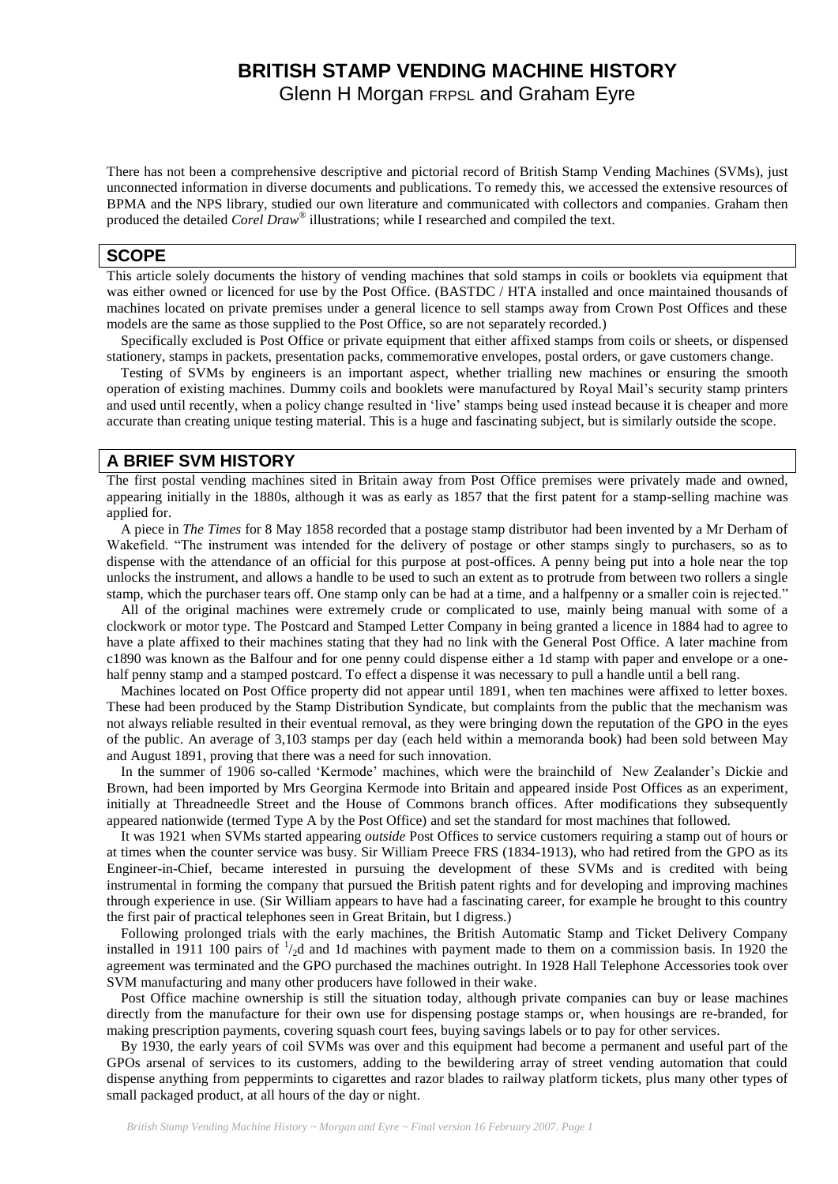# BRITISH STAMP VENDING MACHINE HISTORY

Glenn H Morgan FRPSL and Graham Eyre

There has not been a comprehensive descriptive and pictorial record of British Stamp Vending Machines (SVMs), just unconnected information in diverse documents and publications. To remedy this, we accessed the extensive resources of BPMA and the NPS library, studied our own literature and communicated with collectors and companies. Graham then produced the detailed *Corel Draw®* illustrations; while I researched and compiled the text.

## SCOPE

This article solely documents the history of vending machines that sold stamps in coils or booklets via equipment that was either owned or licenced for use by the Post Office. (BASTDC / HTA installed and once maintained thousands of machines located on private premises under a general licence to sell stamps away from Crown Post Offices and these models are the same as those supplied to the Post Office, so are not separately recorded.)

Specifically excluded is Post Office or private equipment that either affixed stamps from coils or sheets, or dispensed stationery, stamps in packets, presentation packs, commemorative envelopes, postal orders, or gave customers change.

Testing of SVMs by engineers is an important aspect, whether trialling new machines or ensuring the smooth operation of existing machines. Dummy coils and booklets were manufactured by Royal Mail's security stamp printers and used until recently, when a policy change resulted in 'live' stamps being used instead because it is cheaper and more accurate than creating unique testing material. This is a huge and fascinating subject, but is similarly outside the scope.

## A BRIEF SVM HISTORY

The first postal vending machines sited in Britain away from Post Office premises were privately made and owned, appearing initially in the 1880s, although it was as early as 1857 that the first patent for a stamp-selling machine was applied for.

A piece in *The Times* for 8 May 1858 recorded that a postage stamp distributor had been invented by a Mr Derham of Wakefield. "The instrument was intended for the delivery of postage or other stamps singly to purchasers, so as to dispense with the attendance of an official for this purpose at post-offices. A penny being put into a hole near the top unlocks the instrument, and allows a handle to be used to such an extent as to protrude from between two rollers a single stamp, which the purchaser tears off. One stamp only can be had at a time, and a halfpenny or a smaller coin is rejected."

All of the original machines were extremely crude or complicated to use, mainly being manual with some of a clockwork or motor type. The Postcard and Stamped Letter Company in being granted a licence in 1884 had to agree to have a plate affixed to their machines stating that they had no link with the General Post Office. A later machine from c1890 was known as the Balfour and for one penny could dispense either a 1d stamp with paper and envelope or a one-half penny stamp and a stamped postcard. To effect a dispense it was necessary to pull a handle until a bell rang.

Machines located on Post Office property did not appear until 1891, when ten machines were affixed to letter boxes. These had been produced by the Stamp Distribution Syndicate, but complaints from the public that the mechanism was not always reliable resulted in their eventual removal, as they were bringing down the reputation of the GPO in the eyes of the public. An average of 3,103 stamps per day (each held within a memoranda book) had been sold between May and August 1891, proving that there was a need for such innovation.

In the summer of 1906 so-called 'Kermode' machines, which were the brainchild of New Zealander's Dickie and Brown, had been imported by Mrs Georgina Kermode into Britain and appeared inside Post Offices as an experiment, initially at Threadneedle Street and the House of Commons branch offices. After modifications they subsequently appeared nationwide (termed Type A by the Post Office) and set the standard for most machines that followed.

It was 1921 when SVMs started appearing *outside* Post Offices to service customers requiring a stamp out of hours or at times when the counter service was busy. Sir William Preece FRS (1834-1913), who had retired from the GPO as its Engineer-in-Chief, became interested in pursuing the development of these SVMs and is credited with being instrumental in forming the company that pursued the British patent rights and for developing and improving machines through experience in use. (Sir William appears to have had a fascinating career, for example he brought to this country the first pair of practical telephones seen in Great Britain, but I digress.)

Following prolonged trials with the early machines, the British Automatic Stamp and Ticket Delivery Company installed in 1911 100 pairs of ½d and 1d machines with payment made to them on a commission basis. In 1920 the agreement was terminated and the GPO purchased the machines outright. In 1928 Hall Telephone Accessories took over SVM manufacturing and many other producers have followed in their wake.

Post Office machine ownership is still the situation today, although private companies can buy or lease machines directly from the manufacture for their own use for dispensing postage stamps or, when housings are re-branded, for making prescription payments, covering squash court fees, buying savings labels or to pay for other services.

By 1930, the early years of coil SVMs was over and this equipment had become a permanent and useful part of the GPOs arsenal of services to its customers, adding to the bewildering array of street vending automation that could dispense anything from peppermints to cigarettes and razor blades to railway platform tickets, plus many other types of small packaged product, at all hours of the day or night.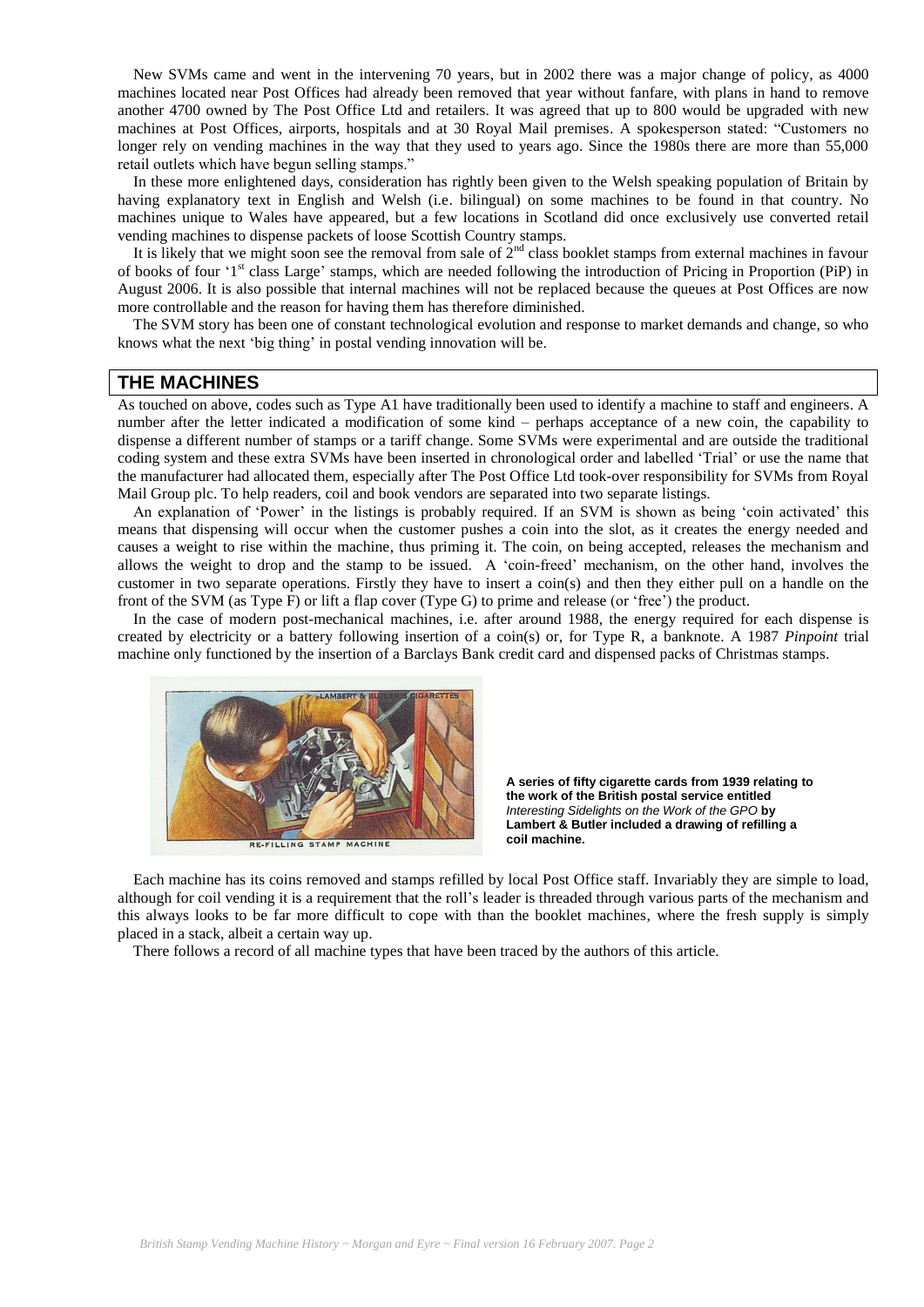New SVMs came and went in the intervening 70 years, but in 2002 there was a major change of policy, as 4000 machines located near Post Offices had already been removed that year without fanfare, with plans in hand to remove another 4700 owned by The Post Office Ltd and retailers. It was agreed that up to 800 would be upgraded with new machines at Post Offices, airports, hospitals and at 30 Royal Mail premises. A spokesperson stated: "Customers no longer rely on vending machines in the way that they used to years ago. Since the 1980s there are more than 55,000 retail outlets which have begun selling stamps."

In these more enlightened days, consideration has rightly been given to the Welsh speaking population of Britain by having explanatory text in English and Welsh (i.e. bilingual) on some machines to be found in that country. No machines unique to Wales have appeared, but a few locations in Scotland did once exclusively use converted retail vending machines to dispense packets of loose Scottish Country stamps.

It is likely that we might soon see the removal from sale of 2nd class booklet stamps from external machines in favour of books of four '1st class Large' stamps, which are needed following the introduction of Pricing in Proportion (PiP) in August 2006. It is also possible that internal machines will not be replaced because the queues at Post Offices are now more controllable and the reason for having them has therefore diminished.

The SVM story has been one of constant technological evolution and response to market demands and change, so who knows what the next 'big thing' in postal vending innovation will be.

## THE MACHINES

As touched on above, codes such as Type A1 have traditionally been used to identify a machine to staff and engineers. A number after the letter indicated a modification of some kind – perhaps acceptance of a new coin, the capability to dispense a different number of stamps or a tariff change. Some SVMs were experimental and are outside the traditional coding system and these extra SVMs have been inserted in chronological order and labelled 'Trial' or use the name that the manufacturer had allocated them, especially after The Post Office Ltd took-over responsibility for SVMs from Royal Mail Group plc. To help readers, coil and book vendors are separated into two separate listings.

An explanation of 'Power' in the listings is probably required. If an SVM is shown as being 'coin activated' this means that dispensing will occur when the customer pushes a coin into the slot, as it creates the energy needed and causes a weight to rise within the machine, thus priming it. The coin, on being accepted, releases the mechanism and allows the weight to drop and the stamp to be issued. A 'coin-freed' mechanism, on the other hand, involves the customer in two separate operations. Firstly they have to insert a coin(s) and then they either pull on a handle on the front of the SVM (as Type F) or lift a flap cover (Type G) to prime and release (or 'free') the product.

In the case of modern post-mechanical machines, i.e. after around 1988, the energy required for each dispense is created by electricity or a battery following insertion of a coin(s) or, for Type R, a banknote. A 1987 *Pinpoint* trial machine only functioned by the insertion of a Barclays Bank credit card and dispensed packs of Christmas stamps.

**A series of fifty cigarette cards from 1939 relating to the work of the British postal service entitled *Interesting Sidelights on the Work of the GPO* by Lambert & Butler included a drawing of refilling a coil machine.**

Each machine has its coins removed and stamps refilled by local Post Office staff. Invariably they are simple to load, although for coil vending it is a requirement that the roll's leader is threaded through various parts of the mechanism and this always looks to be far more difficult to cope with than the booklet machines, where the fresh supply is simply placed in a stack, albeit a certain way up.

There follows a record of all machine types that have been traced by the authors of this article.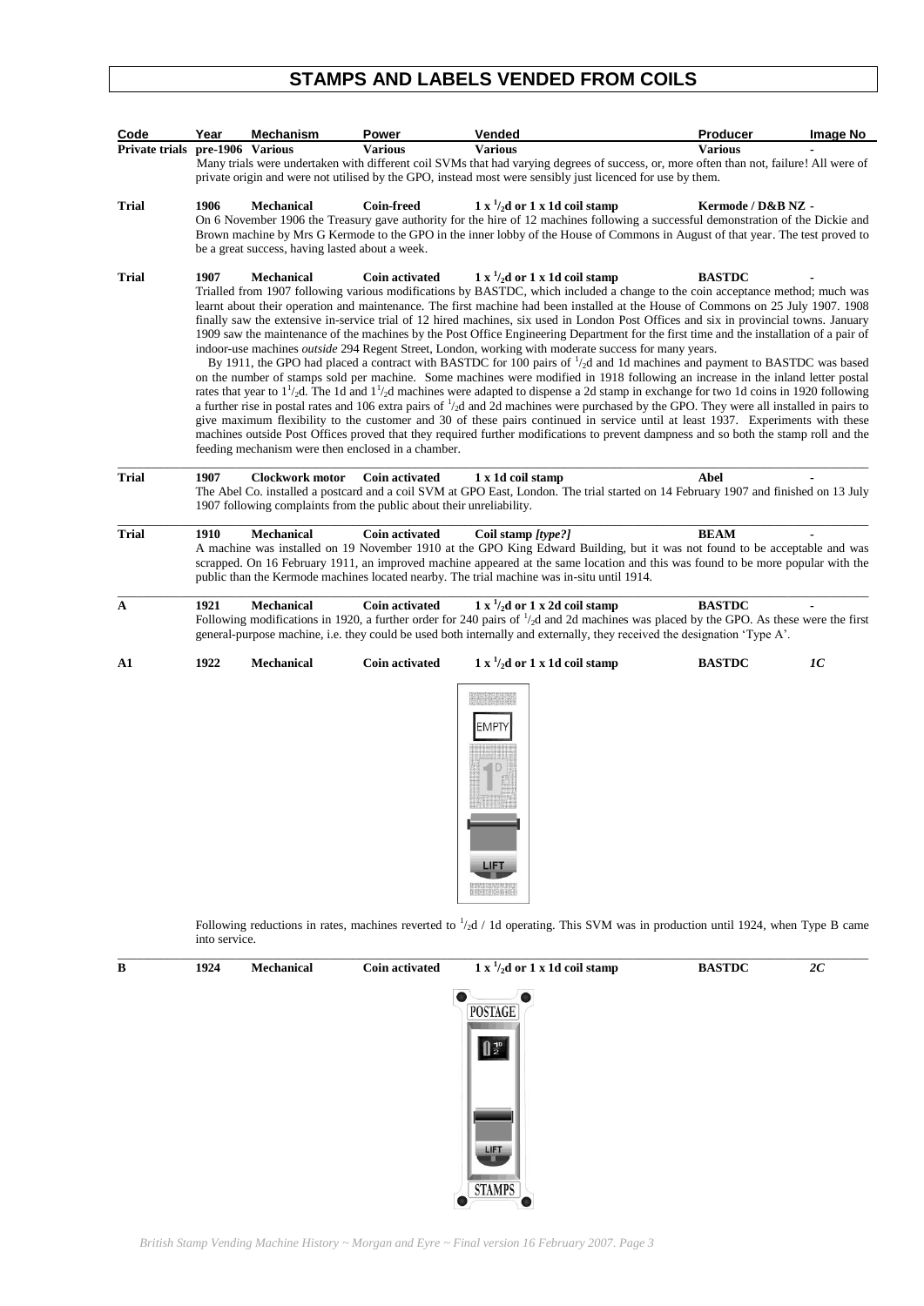# STAMPS AND LABELS VENDED FROM COILS

| Code | Year | Mechanism | Power | Vended | Producer | Image No |
|---|---|---|---|---|---|---|
| **Private trials** | **pre-1906** | **Various** | **Various** | **Various** | **Various** | - |

Many trials were undertaken with different coil SVMs that had varying degrees of success, or, more often than not, failure! All were of private origin and were not utilised by the GPO, instead most were sensibly just licenced for use by them.

| Code | Year | Mechanism | Power | Vended | Producer | Image No |
|---|---|---|---|---|---|---|
| **Trial** | **1906** | **Mechanical** | **Coin-freed** | **1 x ½d or 1 x 1d coil stamp** | **Kermode / D&B NZ** | - |

On 6 November 1906 the Treasury gave authority for the hire of 12 machines following a successful demonstration of the Dickie and Brown machine by Mrs G Kermode to the GPO in the inner lobby of the House of Commons in August of that year. The test proved to be a great success, having lasted about a week.

| Code | Year | Mechanism | Power | Vended | Producer | Image No |
|---|---|---|---|---|---|---|
| **Trial** | **1907** | **Mechanical** | **Coin activated** | **1 x ½d or 1 x 1d coil stamp** | **BASTDC** | - |

Trialled from 1907 following various modifications by BASTDC, which included a change to the coin acceptance method; much was learnt about their operation and maintenance. The first machine had been installed at the House of Commons on 25 July 1907. 1908 finally saw the extensive in-service trial of 12 hired machines, six used in London Post Offices and six in provincial towns. January 1909 saw the maintenance of the machines by the Post Office Engineering Department for the first time and the installation of a pair of indoor-use machines *outside* 294 Regent Street, London, working with moderate success for many years.

By 1911, the GPO had placed a contract with BASTDC for 100 pairs of ½d and 1d machines and payment to BASTDC was based on the number of stamps sold per machine. Some machines were modified in 1918 following an increase in the inland letter postal rates that year to 1½d. The 1d and 1½d machines were adapted to dispense a 2d stamp in exchange for two 1d coins in 1920 following a further rise in postal rates and 106 extra pairs of ½d and 2d machines were purchased by the GPO. They were all installed in pairs to give maximum flexibility to the customer and 30 of these pairs continued in service until at least 1937. Experiments with these machines outside Post Offices proved that they required further modifications to prevent dampness and so both the stamp roll and the feeding mechanism were then enclosed in a chamber.

| Code | Year | Mechanism | Power | Vended | Producer | Image No |
|---|---|---|---|---|---|---|
| **Trial** | **1907** | **Clockwork motor** | **Coin activated** | **1 x 1d coil stamp** | **Abel** | - |

The Abel Co. installed a postcard and a coil SVM at GPO East, London. The trial started on 14 February 1907 and finished on 13 July 1907 following complaints from the public about their unreliability.

| Code | Year | Mechanism | Power | Vended | Producer | Image No |
|---|---|---|---|---|---|---|
| **Trial** | **1910** | **Mechanical** | **Coin activated** | **Coil stamp *[type?]*** | **BEAM** | - |

A machine was installed on 19 November 1910 at the GPO King Edward Building, but it was not found to be acceptable and was scrapped. On 16 February 1911, an improved machine appeared at the same location and this was found to be more popular with the public than the Kermode machines located nearby. The trial machine was in-situ until 1914.

| Code | Year | Mechanism | Power | Vended | Producer | Image No |
|---|---|---|---|---|---|---|
| **A** | **1921** | **Mechanical** | **Coin activated** | **1 x ½d or 1 x 2d coil stamp** | **BASTDC** | - |

Following modifications in 1920, a further order for 240 pairs of ½d and 2d machines was placed by the GPO. As these were the first general-purpose machine, i.e. they could be used both internally and externally, they received the designation 'Type A'.

| Code | Year | Mechanism | Power | Vended | Producer | Image No |
|---|---|---|---|---|---|---|
| **A1** | **1922** | **Mechanical** | **Coin activated** | **1 x ½d or 1 x 1d coil stamp** | **BASTDC** | ***1C*** |

Following reductions in rates, machines reverted to ½d / 1d operating. This SVM was in production until 1924, when Type B came into service.

| Code | Year | Mechanism | Power | Vended | Producer | Image No |
|---|---|---|---|---|---|---|
| **B** | **1924** | **Mechanical** | **Coin activated** | **1 x ½d or 1 x 1d coil stamp** | **BASTDC** | ***2C*** |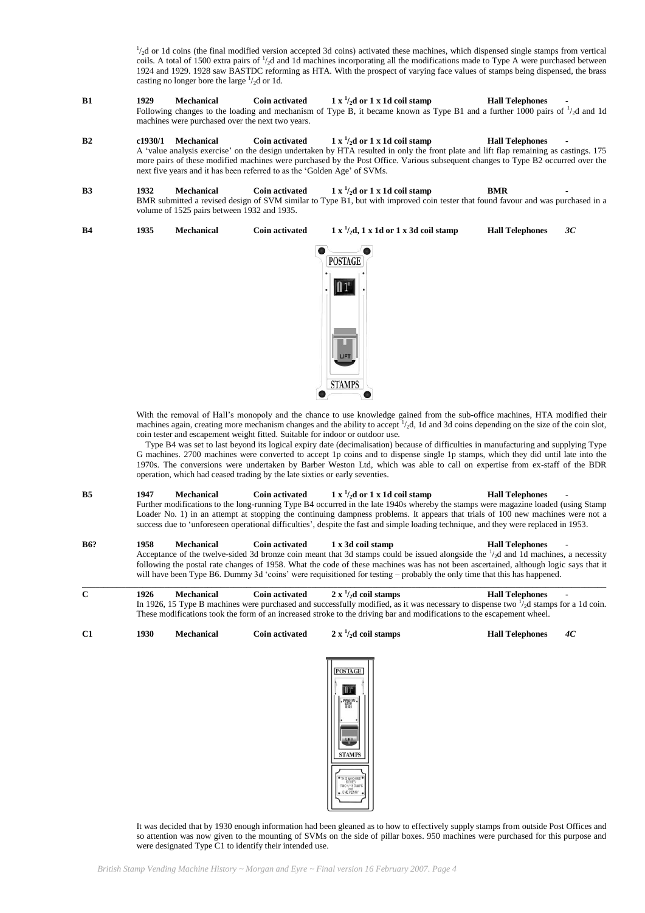$^1/_2$d or 1d coins (the final modified version accepted 3d coins) activated these machines, which dispensed single stamps from vertical coils. A total of 1500 extra pairs of $^1/_2$d and 1d machines incorporating all the modifications made to Type A were purchased between 1924 and 1929. 1928 saw BASTDC reforming as HTA. With the prospect of varying face values of stamps being dispensed, the brass casting no longer bore the large $^1/_2$d or 1d.

**B1** **1929** **Mechanical** **Coin activated** **1 x $^1/_2$d or 1 x 1d coil stamp** **Hall Telephones** -

Following changes to the loading and mechanism of Type B, it became known as Type B1 and a further 1000 pairs of $^1/_2$d and 1d machines were purchased over the next two years.

**B2** **c1930/1** **Mechanical** **Coin activated** **1 x $^1/_2$d or 1 x 1d coil stamp** **Hall Telephones** -

A 'value analysis exercise' on the design undertaken by HTA resulted in only the front plate and lift flap remaining as castings. 175 more pairs of these modified machines were purchased by the Post Office. Various subsequent changes to Type B2 occurred over the next five years and it has been referred to as the 'Golden Age' of SVMs.

**B3** **1932** **Mechanical** **Coin activated** **1 x $^1/_2$d or 1 x 1d coil stamp** **BMR** -

BMR submitted a revised design of SVM similar to Type B1, but with improved coin tester that found favour and was purchased in a volume of 1525 pairs between 1932 and 1935.

**B4** **1935** **Mechanical** **Coin activated** **1 x $^1/_2$d, 1 x 1d or 1 x 3d coil stamp** **Hall Telephones** ***3C***

With the removal of Hall's monopoly and the chance to use knowledge gained from the sub-office machines, HTA modified their machines again, creating more mechanism changes and the ability to accept $^1/_2$d, 1d and 3d coins depending on the size of the coin slot, coin tester and escapement weight fitted. Suitable for indoor or outdoor use.

Type B4 was set to last beyond its logical expiry date (decimalisation) because of difficulties in manufacturing and supplying Type G machines. 2700 machines were converted to accept 1p coins and to dispense single 1p stamps, which they did until late into the 1970s. The conversions were undertaken by Barber Weston Ltd, which was able to call on expertise from ex-staff of the BDR operation, which had ceased trading by the late sixties or early seventies.

**B5** **1947** **Mechanical** **Coin activated** **1 x $^1/_2$d or 1 x 1d coil stamp** **Hall Telephones** -

Further modifications to the long-running Type B4 occurred in the late 1940s whereby the stamps were magazine loaded (using Stamp Loader No. 1) in an attempt at stopping the continuing dampness problems. It appears that trials of 100 new machines were not a success due to 'unforeseen operational difficulties', despite the fast and simple loading technique, and they were replaced in 1953.

**B6?** **1958** **Mechanical** **Coin activated** **1 x 3d coil stamp** **Hall Telephones** -

Acceptance of the twelve-sided 3d bronze coin meant that 3d stamps could be issued alongside the $^1/_2$d and 1d machines, a necessity following the postal rate changes of 1958. What the code of these machines was has not been ascertained, although logic says that it will have been Type B6. Dummy 3d 'coins' were requisitioned for testing – probably the only time that this has happened.

---

**C** **1926** **Mechanical** **Coin activated** **2 x $^1/_2$d coil stamps** **Hall Telephones** -

In 1926, 15 Type B machines were purchased and successfully modified, as it was necessary to dispense two $^1/_2$d stamps for a 1d coin. These modifications took the form of an increased stroke to the driving bar and modifications to the escapement wheel.

**C1** **1930** **Mechanical** **Coin activated** **2 x $^1/_2$d coil stamps** **Hall Telephones** ***4C***

It was decided that by 1930 enough information had been gleaned as to how to effectively supply stamps from outside Post Offices and so attention was now given to the mounting of SVMs on the side of pillar boxes. 950 machines were purchased for this purpose and were designated Type C1 to identify their intended use.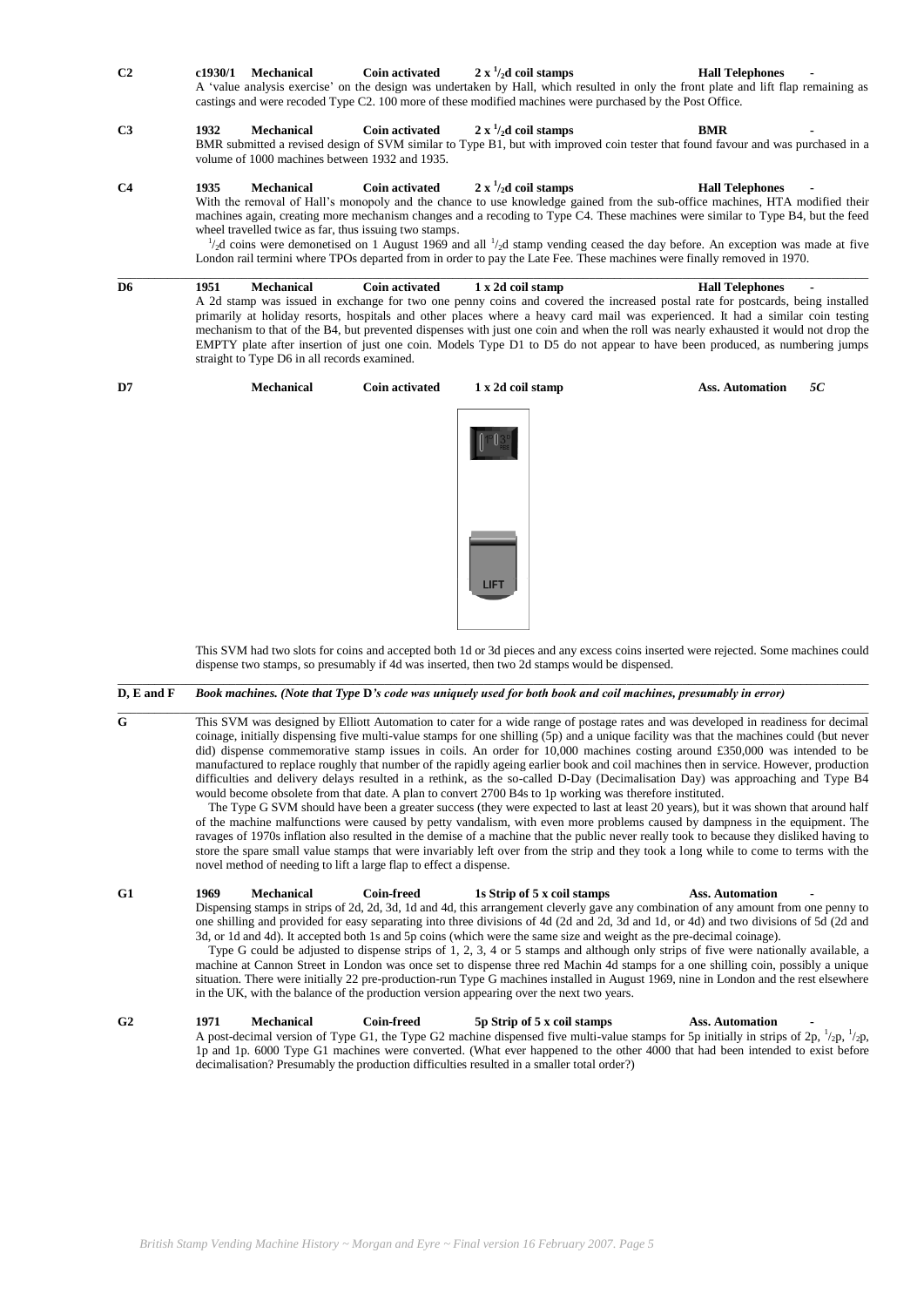**C2** **c1930/1** **Mechanical** **Coin activated** **2 x ½d coil stamps** **Hall Telephones** **-**

A 'value analysis exercise' on the design was undertaken by Hall, which resulted in only the front plate and lift flap remaining as castings and were recoded Type C2. 100 more of these modified machines were purchased by the Post Office.

**C3** **1932** **Mechanical** **Coin activated** **2 x ½d coil stamps** **BMR** **-**

BMR submitted a revised design of SVM similar to Type B1, but with improved coin tester that found favour and was purchased in a volume of 1000 machines between 1932 and 1935.

**C4** **1935** **Mechanical** **Coin activated** **2 x ½d coil stamps** **Hall Telephones** **-**

With the removal of Hall's monopoly and the chance to use knowledge gained from the sub-office machines, HTA modified their machines again, creating more mechanism changes and a recoding to Type C4. These machines were similar to Type B4, but the feed wheel travelled twice as far, thus issuing two stamps.

½d coins were demonetised on 1 August 1969 and all ½d stamp vending ceased the day before. An exception was made at five London rail termini where TPOs departed from in order to pay the Late Fee. These machines were finally removed in 1970.

---

**D6** **1951** **Mechanical** **Coin activated** **1 x 2d coil stamp** **Hall Telephones** **-**

A 2d stamp was issued in exchange for two one penny coins and covered the increased postal rate for postcards, being installed primarily at holiday resorts, hospitals and other places where a heavy card mail was experienced. It had a similar coin testing mechanism to that of the B4, but prevented dispenses with just one coin and when the roll was nearly exhausted it would not drop the EMPTY plate after insertion of just one coin. Models Type D1 to D5 do not appear to have been produced, as numbering jumps straight to Type D6 in all records examined.

**D7** **Mechanical** **Coin activated** **1 x 2d coil stamp** **Ass. Automation** ***5C***

This SVM had two slots for coins and accepted both 1d or 3d pieces and any excess coins inserted were rejected. Some machines could dispense two stamps, so presumably if 4d was inserted, then two 2d stamps would be dispensed.

---

**D, E and F** ***Book machines. (Note that Type D's code was uniquely used for both book and coil machines, presumably in error)***

---

**G**

This SVM was designed by Elliott Automation to cater for a wide range of postage rates and was developed in readiness for decimal coinage, initially dispensing five multi-value stamps for one shilling (5p) and a unique facility was that the machines could (but never did) dispense commemorative stamp issues in coils. An order for 10,000 machines costing around £350,000 was intended to be manufactured to replace roughly that number of the rapidly ageing earlier book and coil machines then in service. However, production difficulties and delivery delays resulted in a rethink, as the so-called D-Day (Decimalisation Day) was approaching and Type B4 would become obsolete from that date. A plan to convert 2700 B4s to 1p working was therefore instituted.

The Type G SVM should have been a greater success (they were expected to last at least 20 years), but it was shown that around half of the machine malfunctions were caused by petty vandalism, with even more problems caused by dampness in the equipment. The ravages of 1970s inflation also resulted in the demise of a machine that the public never really took to because they disliked having to store the spare small value stamps that were invariably left over from the strip and they took a long while to come to terms with the novel method of needing to lift a large flap to effect a dispense.

**G1** **1969** **Mechanical** **Coin-freed** **1s Strip of 5 x coil stamps** **Ass. Automation** **-**

Dispensing stamps in strips of 2d, 2d, 3d, 1d and 4d, this arrangement cleverly gave any combination of any amount from one penny to one shilling and provided for easy separating into three divisions of 4d (2d and 2d, 3d and 1d, or 4d) and two divisions of 5d (2d and 3d, or 1d and 4d). It accepted both 1s and 5p coins (which were the same size and weight as the pre-decimal coinage).

Type G could be adjusted to dispense strips of 1, 2, 3, 4 or 5 stamps and although only strips of five were nationally available, a machine at Cannon Street in London was once set to dispense three red Machin 4d stamps for a one shilling coin, possibly a unique situation. There were initially 22 pre-production-run Type G machines installed in August 1969, nine in London and the rest elsewhere in the UK, with the balance of the production version appearing over the next two years.

**G2** **1971** **Mechanical** **Coin-freed** **5p Strip of 5 x coil stamps** **Ass. Automation** **-**

A post-decimal version of Type G1, the Type G2 machine dispensed five multi-value stamps for 5p initially in strips of 2p, ½p, ½p, 1p and 1p. 6000 Type G1 machines were converted. (What ever happened to the other 4000 that had been intended to exist before decimalisation? Presumably the production difficulties resulted in a smaller total order?)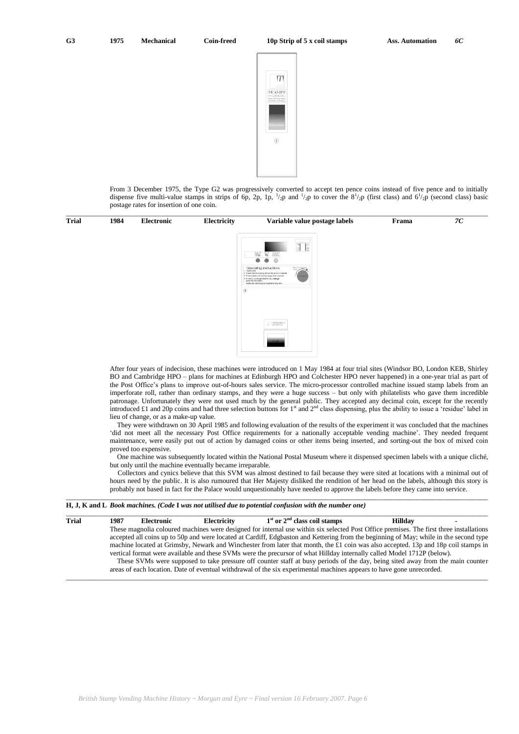| G3 | 1975 | Mechanical | Coin-freed | 10p Strip of 5 x coil stamps | Ass. Automation | *6C* |
|---|---|---|---|---|---|---|

From 3 December 1975, the Type G2 was progressively converted to accept ten pence coins instead of five pence and to initially dispense five multi-value stamps in strips of 6p, 2p, 1p, $^1/_2$p and $^1/_2$p to cover the 8$^1/_2$p (first class) and 6$^1/_2$p (second class) basic postage rates for insertion of one coin.

| Trial | 1984 | Electronic | Electricity | Variable value postage labels | Frama | *7C* |
|---|---|---|---|---|---|---|

After four years of indecision, these machines were introduced on 1 May 1984 at four trial sites (Windsor BO, London KEB, Shirley BO and Cambridge HPO – plans for machines at Edinburgh HPO and Colchester HPO never happened) in a one-year trial as part of the Post Office's plans to improve out-of-hours sales service. The micro-processor controlled machine issued stamp labels from an imperforate roll, rather than ordinary stamps, and they were a huge success – but only with philatelists who gave them incredible patronage. Unfortunately they were not used much by the general public. They accepted any decimal coin, except for the recently introduced £1 and 20p coins and had three selection buttons for 1st and 2nd class dispensing, plus the ability to issue a 'residue' label in lieu of change, or as a make-up value.

They were withdrawn on 30 April 1985 and following evaluation of the results of the experiment it was concluded that the machines 'did not meet all the necessary Post Office requirements for a nationally acceptable vending machine'. They needed frequent maintenance, were easily put out of action by damaged coins or other items being inserted, and sorting-out the box of mixed coin proved too expensive.

One machine was subsequently located within the National Postal Museum where it dispensed specimen labels with a unique cliché, but only until the machine eventually became irreparable.

Collectors and cynics believe that this SVM was almost destined to fail because they were sited at locations with a minimal out of hours need by the public. It is also rumoured that Her Majesty disliked the rendition of her head on the labels, although this story is probably not based in fact for the Palace would unquestionably have needed to approve the labels before they came into service.

**H, J, K and L** ***Book machines. (Code I was not utilised due to potential confusion with the number one)***

| Trial | 1987 | Electronic | Electricity | 1st or 2nd class coil stamps | Hillday | - |
|---|---|---|---|---|---|---|

These magnolia coloured machines were designed for internal use within six selected Post Office premises. The first three installations accepted all coins up to 50p and were located at Cardiff, Edgbaston and Kettering from the beginning of May; while in the second type machine located at Grimsby, Newark and Winchester from later that month, the £1 coin was also accepted. 13p and 18p coil stamps in vertical format were available and these SVMs were the precursor of what Hillday internally called Model 1712P (below).

These SVMs were supposed to take pressure off counter staff at busy periods of the day, being sited away from the main counter areas of each location. Date of eventual withdrawal of the six experimental machines appears to have gone unrecorded.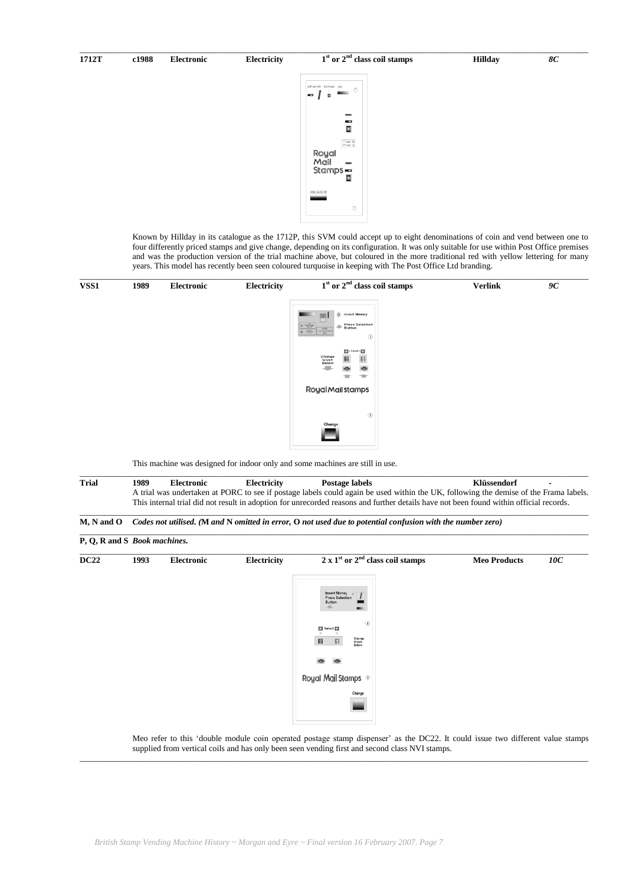| | | | | | | |
|---|---|---|---|---|---|---|
| **1712T** | **c1988** | **Electronic** | **Electricity** | **1st or 2nd class coil stamps** | **Hillday** | ***8C*** |

Known by Hillday in its catalogue as the 1712P, this SVM could accept up to eight denominations of coin and vend between one to four differently priced stamps and give change, depending on its configuration. It was only suitable for use within Post Office premises and was the production version of the trial machine above, but coloured in the more traditional red with yellow lettering for many years. This model has recently been seen coloured turquoise in keeping with The Post Office Ltd branding.

| | | | | | | |
|---|---|---|---|---|---|---|
| **VSS1** | **1989** | **Electronic** | **Electricity** | **1st or 2nd class coil stamps** | **Verlink** | ***9C*** |

This machine was designed for indoor only and some machines are still in use.

| | | | | | | |
|---|---|---|---|---|---|---|
| **Trial** | **1989** | **Electronic** | **Electricity** | **Postage labels** | **Klüssendorf** | **-** |

A trial was undertaken at PORC to see if postage labels could again be used within the UK, following the demise of the Frama labels. This internal trial did not result in adoption for unrecorded reasons and further details have not been found within official records.

**M, N and O** ***Codes not utilised. (M and N omitted in error, O not used due to potential confusion with the number zero)***

**P, Q, R and S** ***Book machines.***

| | | | | | | |
|---|---|---|---|---|---|---|
| **DC22** | **1993** | **Electronic** | **Electricity** | **2 x 1st or 2nd class coil stamps** | **Meo Products** | ***10C*** |

Meo refer to this 'double module coin operated postage stamp dispenser' as the DC22. It could issue two different value stamps supplied from vertical coils and has only been seen vending first and second class NVI stamps.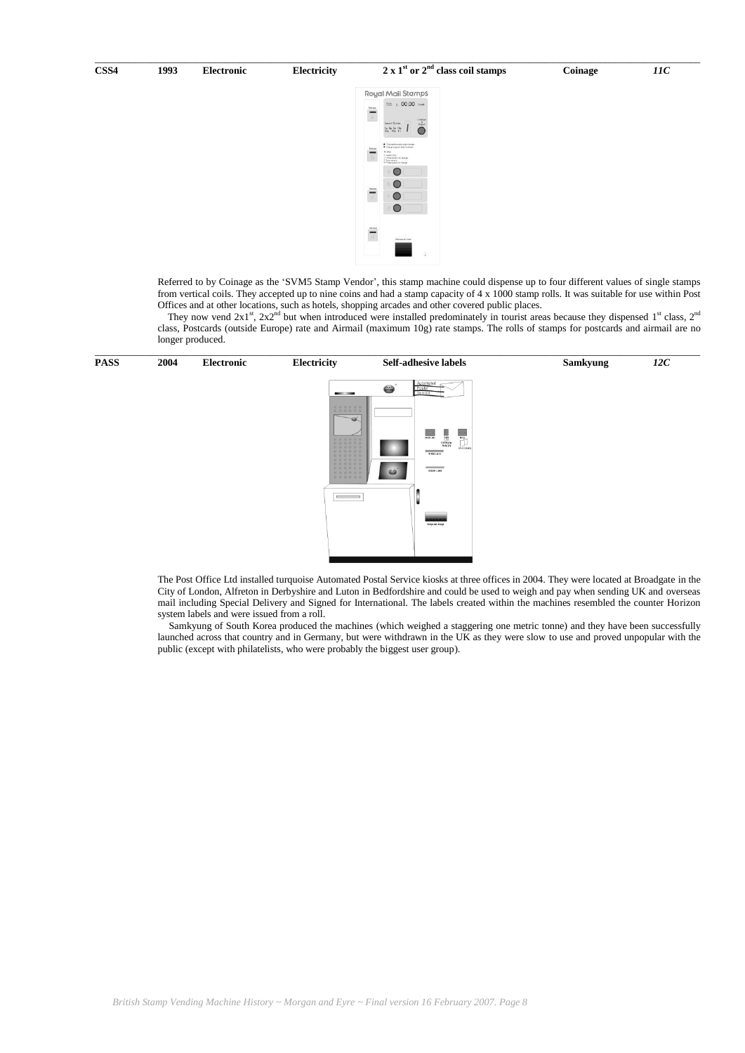| CSS4 | 1993 | Electronic | Electricity | 2 x 1st or 2nd class coil stamps | Coinage | *11C* |
|---|---|---|---|---|---|---|

Referred to by Coinage as the 'SVM5 Stamp Vendor', this stamp machine could dispense up to four different values of single stamps from vertical coils. They accepted up to nine coins and had a stamp capacity of 4 x 1000 stamp rolls. It was suitable for use within Post Offices and at other locations, such as hotels, shopping arcades and other covered public places.

They now vend 2x1st, 2x2nd but when introduced were installed predominately in tourist areas because they dispensed 1st class, 2nd class, Postcards (outside Europe) rate and Airmail (maximum 10g) rate stamps. The rolls of stamps for postcards and airmail are no longer produced.

| PASS | 2004 | Electronic | Electricity | Self-adhesive labels | Samkyung | *12C* |
|---|---|---|---|---|---|---|

The Post Office Ltd installed turquoise Automated Postal Service kiosks at three offices in 2004. They were located at Broadgate in the City of London, Alfreton in Derbyshire and Luton in Bedfordshire and could be used to weigh and pay when sending UK and overseas mail including Special Delivery and Signed for International. The labels created within the machines resembled the counter Horizon system labels and were issued from a roll.

Samkyung of South Korea produced the machines (which weighed a staggering one metric tonne) and they have been successfully launched across that country and in Germany, but were withdrawn in the UK as they were slow to use and proved unpopular with the public (except with philatelists, who were probably the biggest user group).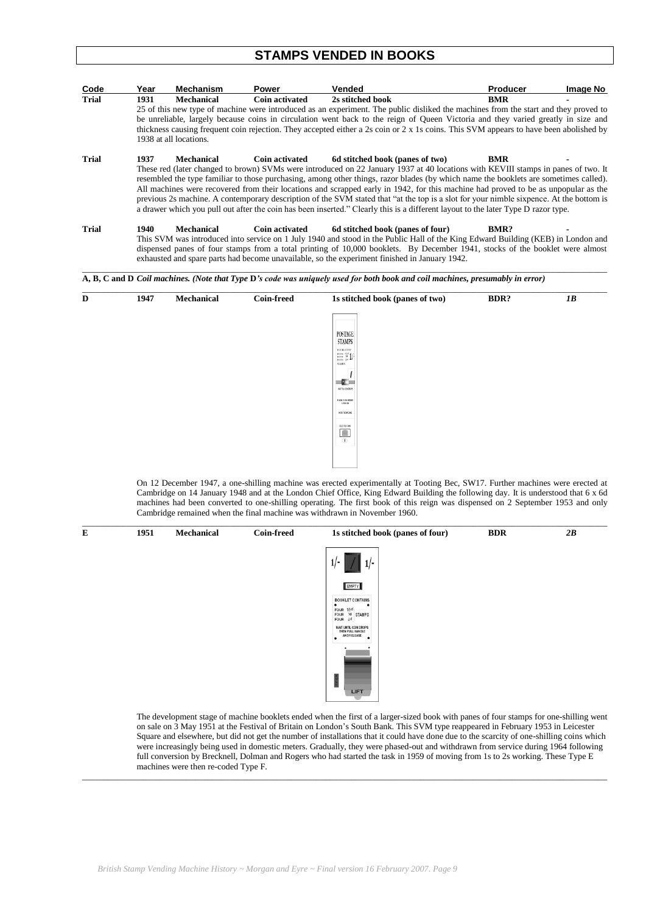# STAMPS VENDED IN BOOKS

| Code | Year | Mechanism | Power | Vended | Producer | Image No |
|---|---|---|---|---|---|---|
| **Trial** | **1931** | **Mechanical** | **Coin activated** | **2s stitched book** | **BMR** | **-** |

25 of this new type of machine were introduced as an experiment. The public disliked the machines from the start and they proved to be unreliable, largely because coins in circulation went back to the reign of Queen Victoria and they varied greatly in size and thickness causing frequent coin rejection. They accepted either a 2s coin or 2 x 1s coins. This SVM appears to have been abolished by 1938 at all locations.

| | | | | | | |
|---|---|---|---|---|---|---|
| **Trial** | **1937** | **Mechanical** | **Coin activated** | **6d stitched book (panes of two)** | **BMR** | **-** |

These red (later changed to brown) SVMs were introduced on 22 January 1937 at 40 locations with KEVIII stamps in panes of two. It resembled the type familiar to those purchasing, among other things, razor blades (by which name the booklets are sometimes called). All machines were recovered from their locations and scrapped early in 1942, for this machine had proved to be as unpopular as the previous 2s machine. A contemporary description of the SVM stated that "at the top is a slot for your nimble sixpence. At the bottom is a drawer which you pull out after the coin has been inserted." Clearly this is a different layout to the later Type D razor type.

| | | | | | | |
|---|---|---|---|---|---|---|
| **Trial** | **1940** | **Mechanical** | **Coin activated** | **6d stitched book (panes of four)** | **BMR?** | **-** |

This SVM was introduced into service on 1 July 1940 and stood in the Public Hall of the King Edward Building (KEB) in London and dispensed panes of four stamps from a total printing of 10,000 booklets. By December 1941, stocks of the booklet were almost exhausted and spare parts had become unavailable, so the experiment finished in January 1942.

**A, B, C and D** *Coil machines. (Note that Type* **D***'s code was uniquely used for both book and coil machines, presumably in error)*

| | | | | | | |
|---|---|---|---|---|---|---|
| **D** | **1947** | **Mechanical** | **Coin-freed** | **1s stitched book (panes of two)** | **BDR?** | ***1B*** |

On 12 December 1947, a one-shilling machine was erected experimentally at Tooting Bec, SW17. Further machines were erected at Cambridge on 14 January 1948 and at the London Chief Office, King Edward Building the following day. It is understood that 6 x 6d machines had been converted to one-shilling operating. The first book of this reign was dispensed on 2 September 1953 and only Cambridge remained when the final machine was withdrawn in November 1960.

| | | | | | | |
|---|---|---|---|---|---|---|
| **E** | **1951** | **Mechanical** | **Coin-freed** | **1s stitched book (panes of four)** | **BDR** | ***2B*** |

The development stage of machine booklets ended when the first of a larger-sized book with panes of four stamps for one-shilling went on sale on 3 May 1951 at the Festival of Britain on London's South Bank. This SVM type reappeared in February 1953 in Leicester Square and elsewhere, but did not get the number of installations that it could have done due to the scarcity of one-shilling coins which were increasingly being used in domestic meters. Gradually, they were phased-out and withdrawn from service during 1964 following full conversion by Brecknell, Dolman and Rogers who had started the task in 1959 of moving from 1s to 2s working. These Type E machines were then re-coded Type F.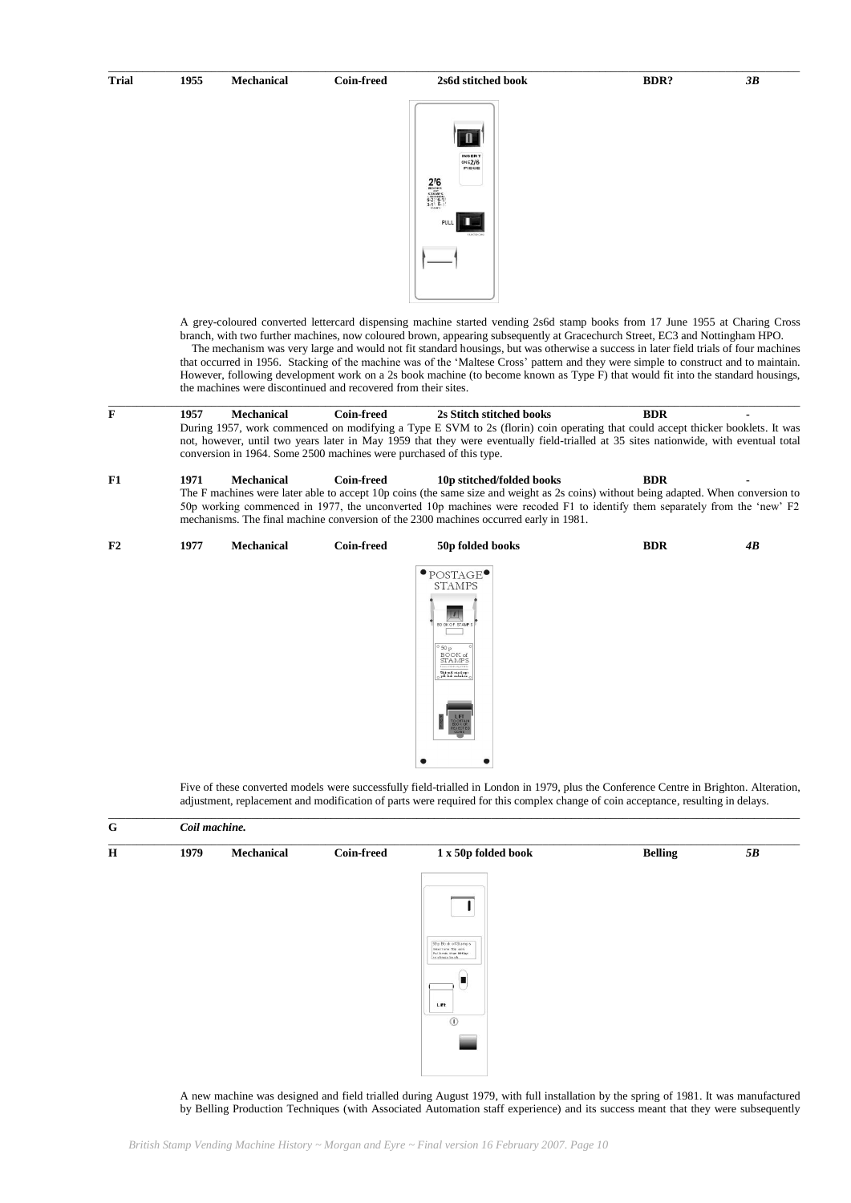| **Trial** | **1955** | **Mechanical** | **Coin-freed** | **2s6d stitched book** | **BDR?** | ***3B*** |
|---|---|---|---|---|---|---|

A grey-coloured converted lettercard dispensing machine started vending 2s6d stamp books from 17 June 1955 at Charing Cross branch, with two further machines, now coloured brown, appearing subsequently at Gracechurch Street, EC3 and Nottingham HPO.

The mechanism was very large and would not fit standard housings, but was otherwise a success in later field trials of four machines that occurred in 1956. Stacking of the machine was of the 'Maltese Cross' pattern and they were simple to construct and to maintain. However, following development work on a 2s book machine (to become known as Type F) that would fit into the standard housings, the machines were discontinued and recovered from their sites.

| **F** | **1957** | **Mechanical** | **Coin-freed** | **2s Stitch stitched books** | **BDR** | **-** |
|---|---|---|---|---|---|---|

During 1957, work commenced on modifying a Type E SVM to 2s (florin) coin operating that could accept thicker booklets. It was not, however, until two years later in May 1959 that they were eventually field-trialled at 35 sites nationwide, with eventual total conversion in 1964. Some 2500 machines were purchased of this type.

| **F1** | **1971** | **Mechanical** | **Coin-freed** | **10p stitched/folded books** | **BDR** | **-** |
|---|---|---|---|---|---|---|

The F machines were later able to accept 10p coins (the same size and weight as 2s coins) without being adapted. When conversion to 50p working commenced in 1977, the unconverted 10p machines were recoded F1 to identify them separately from the 'new' F2 mechanisms. The final machine conversion of the 2300 machines occurred early in 1981.

| **F2** | **1977** | **Mechanical** | **Coin-freed** | **50p folded books** | **BDR** | ***4B*** |
|---|---|---|---|---|---|---|

Five of these converted models were successfully field-trialled in London in 1979, plus the Conference Centre in Brighton. Alteration, adjustment, replacement and modification of parts were required for this complex change of coin acceptance, resulting in delays.

**G** *Coil machine.*

| **H** | **1979** | **Mechanical** | **Coin-freed** | **1 x 50p folded book** | **Belling** | ***5B*** |
|---|---|---|---|---|---|---|

A new machine was designed and field trialled during August 1979, with full installation by the spring of 1981. It was manufactured by Belling Production Techniques (with Associated Automation staff experience) and its success meant that they were subsequently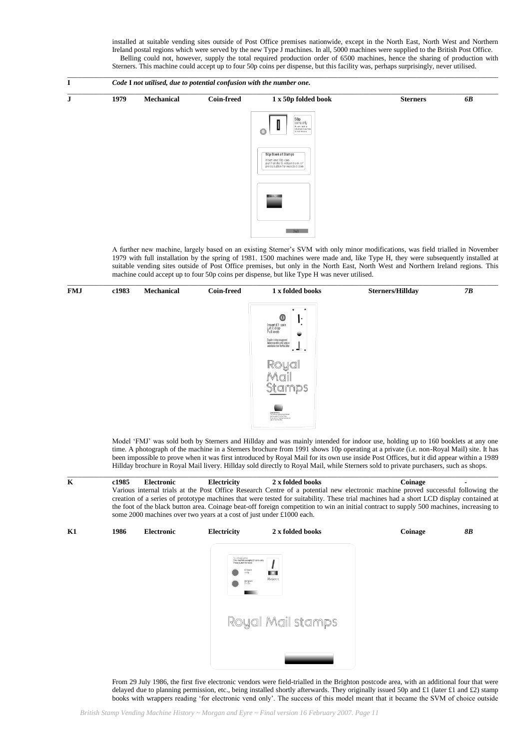installed at suitable vending sites outside of Post Office premises nationwide, except in the North East, North West and Northern Ireland postal regions which were served by the new Type J machines. In all, 5000 machines were supplied to the British Post Office.

Belling could not, however, supply the total required production order of 6500 machines, hence the sharing of production with Sterners. This machine could accept up to four 50p coins per dispense, but this facility was, perhaps surprisingly, never utilised.

**I** — *Code* **I** *not utilised, due to potential confusion with the number one.*

| | | | | | | |
|---|---|---|---|---|---|---|
| **J** | **1979** | **Mechanical** | **Coin-freed** | **1 x 50p folded book** | **Sterners** | ***6B*** |

A further new machine, largely based on an existing Sterner's SVM with only minor modifications, was field trialled in November 1979 with full installation by the spring of 1981. 1500 machines were made and, like Type H, they were subsequently installed at suitable vending sites outside of Post Office premises, but only in the North East, North West and Northern Ireland regions. This machine could accept up to four 50p coins per dispense, but like Type H was never utilised.

| | | | | | | |
|---|---|---|---|---|---|---|
| **FMJ** | **c1983** | **Mechanical** | **Coin-freed** | **1 x folded books** | **Sterners/Hillday** | ***7B*** |

Model 'FMJ' was sold both by Sterners and Hillday and was mainly intended for indoor use, holding up to 160 booklets at any one time. A photograph of the machine in a Sterners brochure from 1991 shows 10p operating at a private (i.e. non-Royal Mail) site. It has been impossible to prove when it was first introduced by Royal Mail for its own use inside Post Offices, but it did appear within a 1989 Hillday brochure in Royal Mail livery. Hillday sold directly to Royal Mail, while Sterners sold to private purchasers, such as shops.

| | | | | | | |
|---|---|---|---|---|---|---|
| **K** | **c1985** | **Electronic** | **Electricity** | **2 x folded books** | **Coinage** | **-** |

Various internal trials at the Post Office Research Centre of a potential new electronic machine proved successful following the creation of a series of prototype machines that were tested for suitability. These trial machines had a short LCD display contained at the foot of the black button area. Coinage beat-off foreign competition to win an initial contract to supply 500 machines, increasing to some 2000 machines over two years at a cost of just under £1000 each.

| | | | | | | |
|---|---|---|---|---|---|---|
| **K1** | **1986** | **Electronic** | **Electricity** | **2 x folded books** | **Coinage** | ***8B*** |

From 29 July 1986, the first five electronic vendors were field-trialled in the Brighton postcode area, with an additional four that were delayed due to planning permission, etc., being installed shortly afterwards. They originally issued 50p and £1 (later £1 and £2) stamp books with wrappers reading 'for electronic vend only'. The success of this model meant that it became the SVM of choice outside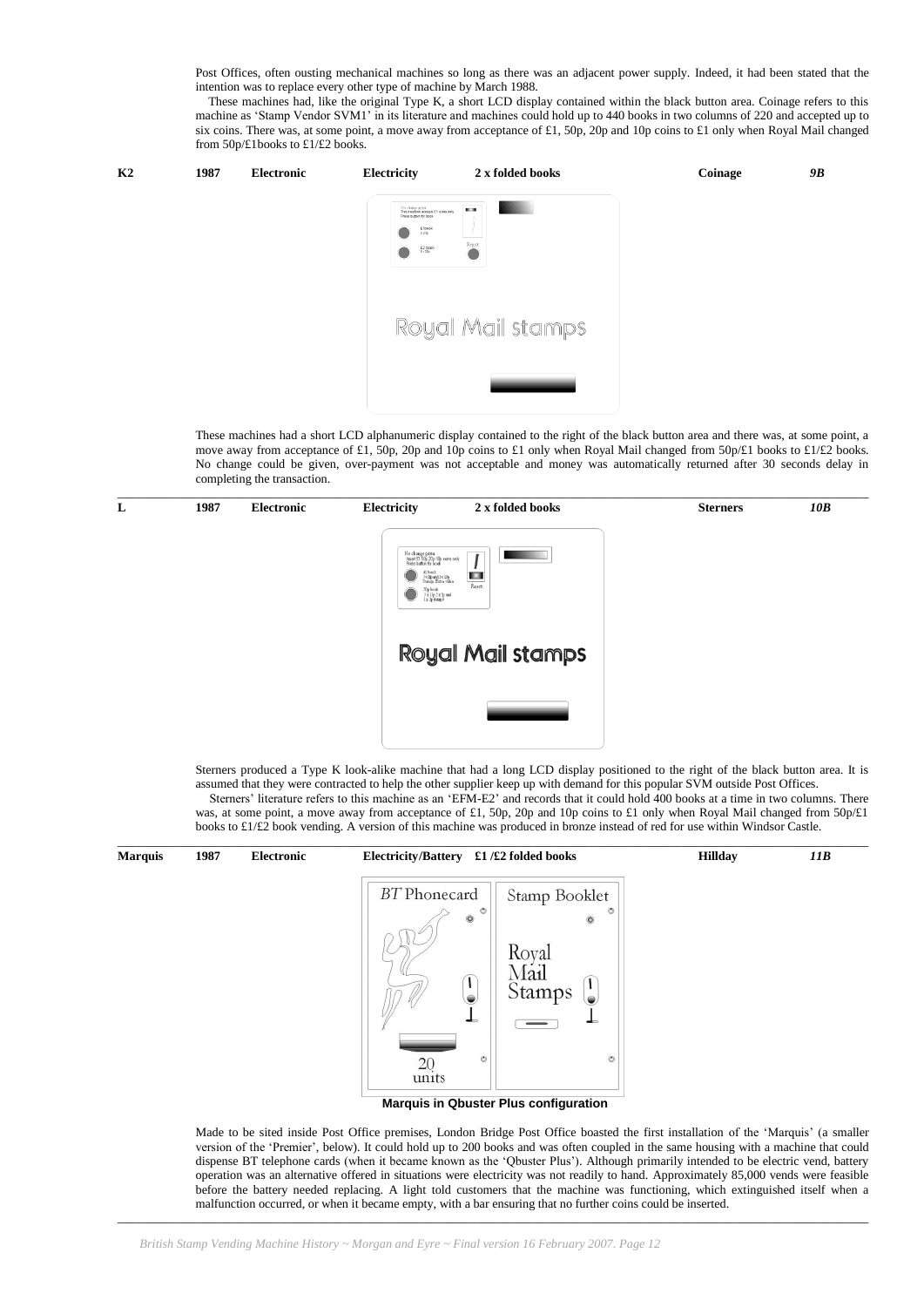Post Offices, often ousting mechanical machines so long as there was an adjacent power supply. Indeed, it had been stated that the intention was to replace every other type of machine by March 1988.

These machines had, like the original Type K, a short LCD display contained within the black button area. Coinage refers to this machine as 'Stamp Vendor SVM1' in its literature and machines could hold up to 440 books in two columns of 220 and accepted up to six coins. There was, at some point, a move away from acceptance of £1, 50p, 20p and 10p coins to £1 only when Royal Mail changed from 50p/£1books to £1/£2 books.

| K2 | 1987 | Electronic | Electricity | 2 x folded books | Coinage | *9B* |
|---|---|---|---|---|---|---|

These machines had a short LCD alphanumeric display contained to the right of the black button area and there was, at some point, a move away from acceptance of £1, 50p, 20p and 10p coins to £1 only when Royal Mail changed from 50p/£1 books to £1/£2 books. No change could be given, over-payment was not acceptable and money was automatically returned after 30 seconds delay in completing the transaction.

| L | 1987 | Electronic | Electricity | 2 x folded books | Sterners | *10B* |
|---|---|---|---|---|---|---|

Sterners produced a Type K look-alike machine that had a long LCD display positioned to the right of the black button area. It is assumed that they were contracted to help the other supplier keep up with demand for this popular SVM outside Post Offices.

Sterners' literature refers to this machine as an 'EFM-E2' and records that it could hold 400 books at a time in two columns. There was, at some point, a move away from acceptance of £1, 50p, 20p and 10p coins to £1 only when Royal Mail changed from 50p/£1 books to £1/£2 book vending. A version of this machine was produced in bronze instead of red for use within Windsor Castle.

| Marquis | 1987 | Electronic | Electricity/Battery | £1 /£2 folded books | Hillday | *11B* |
|---|---|---|---|---|---|---|

**Marquis in Qbuster Plus configuration**

Made to be sited inside Post Office premises, London Bridge Post Office boasted the first installation of the 'Marquis' (a smaller version of the 'Premier', below). It could hold up to 200 books and was often coupled in the same housing with a machine that could dispense BT telephone cards (when it became known as the 'Qbuster Plus'). Although primarily intended to be electric vend, battery operation was an alternative offered in situations were electricity was not readily to hand. Approximately 85,000 vends were feasible before the battery needed replacing. A light told customers that the machine was functioning, which extinguished itself when a malfunction occurred, or when it became empty, with a bar ensuring that no further coins could be inserted.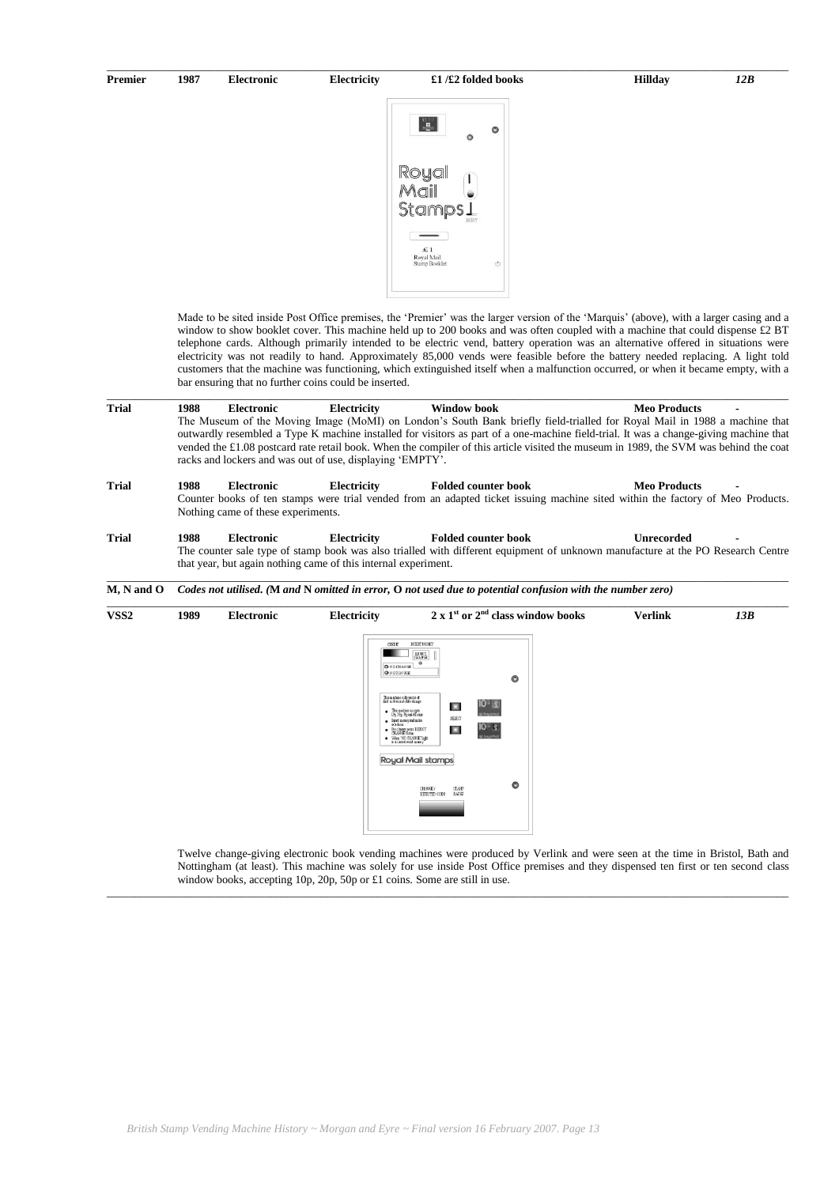| | | | | | | |
|---|---|---|---|---|---|---|
| **Premier** | **1987** | **Electronic** | **Electricity** | **£1 /£2 folded books** | **Hillday** | ***12B*** |

Made to be sited inside Post Office premises, the 'Premier' was the larger version of the 'Marquis' (above), with a larger casing and a window to show booklet cover. This machine held up to 200 books and was often coupled with a machine that could dispense £2 BT telephone cards. Although primarily intended to be electric vend, battery operation was an alternative offered in situations were electricity was not readily to hand. Approximately 85,000 vends were feasible before the battery needed replacing. A light told customers that the machine was functioning, which extinguished itself when a malfunction occurred, or when it became empty, with a bar ensuring that no further coins could be inserted.

| | | | | | | |
|---|---|---|---|---|---|---|
| **Trial** | **1988** | **Electronic** | **Electricity** | **Window book** | **Meo Products** | **-** |

The Museum of the Moving Image (MoMI) on London's South Bank briefly field-trialled for Royal Mail in 1988 a machine that outwardly resembled a Type K machine installed for visitors as part of a one-machine field-trial. It was a change-giving machine that vended the £1.08 postcard rate retail book. When the compiler of this article visited the museum in 1989, the SVM was behind the coat racks and lockers and was out of use, displaying 'EMPTY'.

| | | | | | | |
|---|---|---|---|---|---|---|
| **Trial** | **1988** | **Electronic** | **Electricity** | **Folded counter book** | **Meo Products** | **-** |

Counter books of ten stamps were trial vended from an adapted ticket issuing machine sited within the factory of Meo Products. Nothing came of these experiments.

| | | | | | | |
|---|---|---|---|---|---|---|
| **Trial** | **1988** | **Electronic** | **Electricity** | **Folded counter book** | **Unrecorded** | **-** |

The counter sale type of stamp book was also trialled with different equipment of unknown manufacture at the PO Research Centre that year, but again nothing came of this internal experiment.

**M, N and O** ***Codes not utilised. (M and N omitted in error, O not used due to potential confusion with the number zero)***

| | | | | | | |
|---|---|---|---|---|---|---|
| **VSS2** | **1989** | **Electronic** | **Electricity** | **2 x 1st or 2nd class window books** | **Verlink** | ***13B*** |

Twelve change-giving electronic book vending machines were produced by Verlink and were seen at the time in Bristol, Bath and Nottingham (at least). This machine was solely for use inside Post Office premises and they dispensed ten first or ten second class window books, accepting 10p, 20p, 50p or £1 coins. Some are still in use.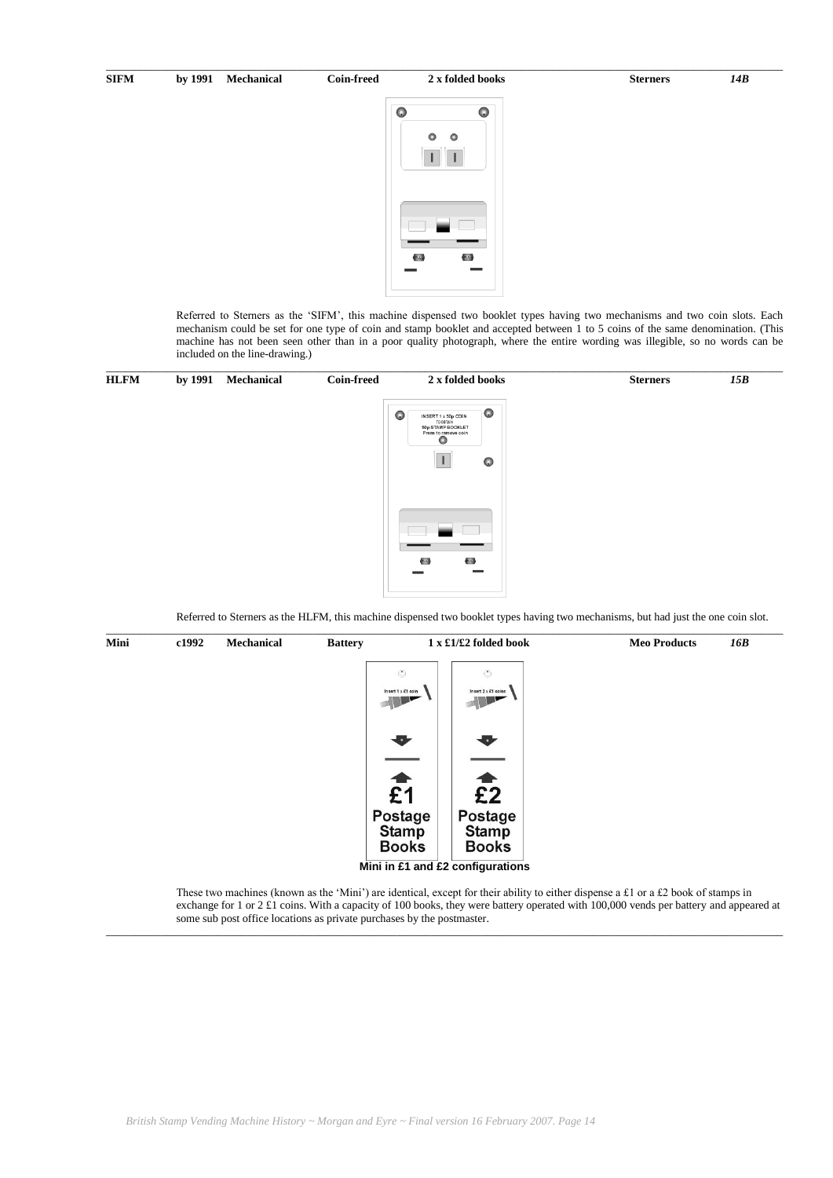| SIFM | by 1991 | Mechanical | Coin-freed | 2 x folded books | Sterners | *14B* |
|---|---|---|---|---|---|---|

Referred to Sterners as the 'SIFM', this machine dispensed two booklet types having two mechanisms and two coin slots. Each mechanism could be set for one type of coin and stamp booklet and accepted between 1 to 5 coins of the same denomination. (This machine has not been seen other than in a poor quality photograph, where the entire wording was illegible, so no words can be included on the line-drawing.)

| HLFM | by 1991 | Mechanical | Coin-freed | 2 x folded books | Sterners | *15B* |
|---|---|---|---|---|---|---|

Referred to Sterners as the HLFM, this machine dispensed two booklet types having two mechanisms, but had just the one coin slot.

| Mini | c1992 | Mechanical | Battery | 1 x £1/£2 folded book | Meo Products | *16B* |
|---|---|---|---|---|---|---|

**Mini in £1 and £2 configurations**

These two machines (known as the 'Mini') are identical, except for their ability to either dispense a £1 or a £2 book of stamps in exchange for 1 or 2 £1 coins. With a capacity of 100 books, they were battery operated with 100,000 vends per battery and appeared at some sub post office locations as private purchases by the postmaster.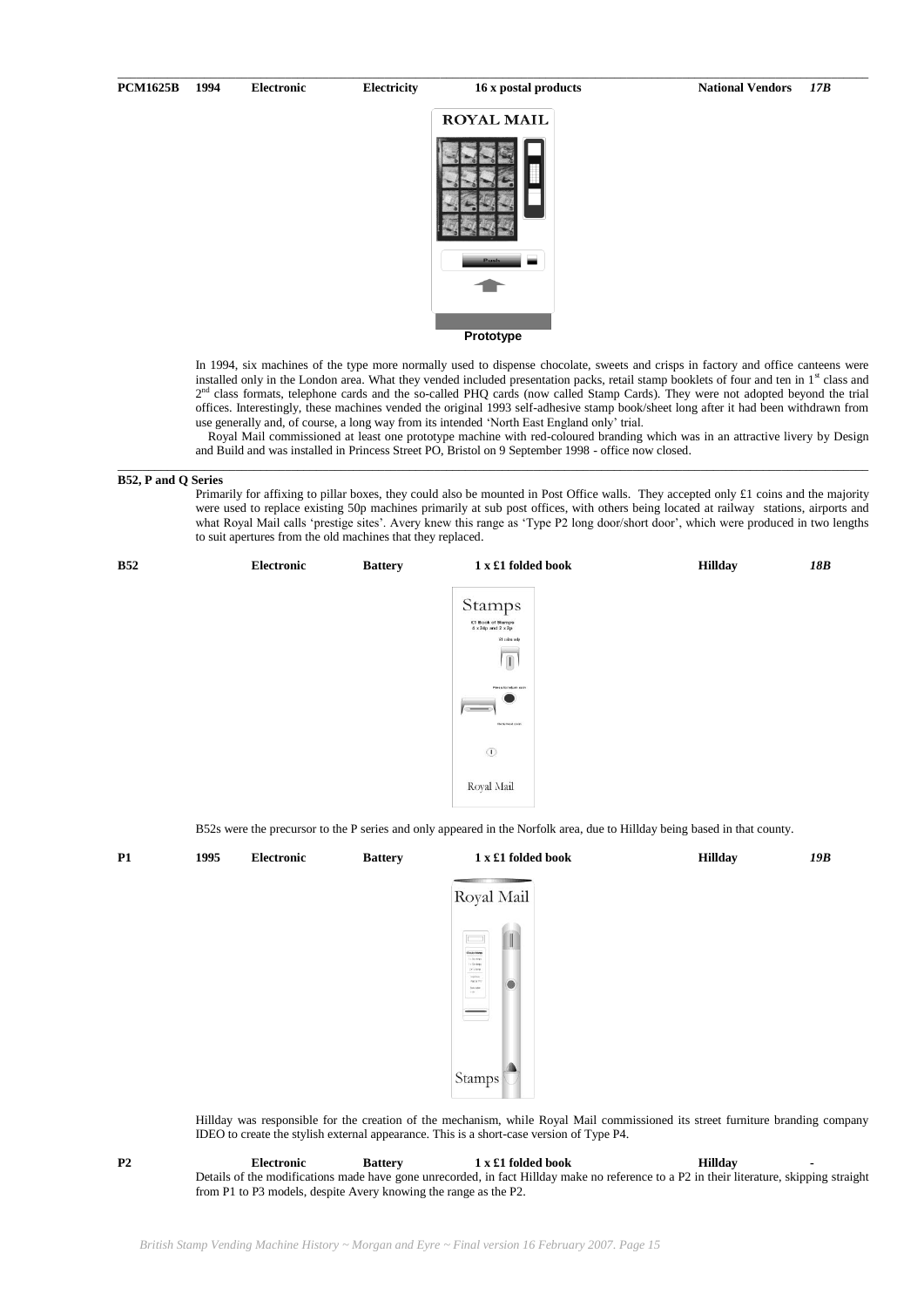| PCM1625B | 1994 | Electronic | Electricity | 16 x postal products | National Vendors | *17B* |
|---|---|---|---|---|---|---|

**Prototype**

In 1994, six machines of the type more normally used to dispense chocolate, sweets and crisps in factory and office canteens were installed only in the London area. What they vended included presentation packs, retail stamp booklets of four and ten in 1st class and 2nd class formats, telephone cards and the so-called PHQ cards (now called Stamp Cards). They were not adopted beyond the trial offices. Interestingly, these machines vended the original 1993 self-adhesive stamp book/sheet long after it had been withdrawn from use generally and, of course, a long way from its intended 'North East England only' trial.

Royal Mail commissioned at least one prototype machine with red-coloured branding which was in an attractive livery by Design and Build and was installed in Princess Street PO, Bristol on 9 September 1998 - office now closed.

**B52, P and Q Series**

Primarily for affixing to pillar boxes, they could also be mounted in Post Office walls. They accepted only £1 coins and the majority were used to replace existing 50p machines primarily at sub post offices, with others being located at railway stations, airports and what Royal Mail calls 'prestige sites'. Avery knew this range as 'Type P2 long door/short door', which were produced in two lengths to suit apertures from the old machines that they replaced.

| B52 | | Electronic | Battery | 1 x £1 folded book | Hillday | *18B* |
|---|---|---|---|---|---|---|

B52s were the precursor to the P series and only appeared in the Norfolk area, due to Hillday being based in that county.

| P1 | 1995 | Electronic | Battery | 1 x £1 folded book | Hillday | *19B* |
|---|---|---|---|---|---|---|

Hillday was responsible for the creation of the mechanism, while Royal Mail commissioned its street furniture branding company IDEO to create the stylish external appearance. This is a short-case version of Type P4.

| P2 | | Electronic | Battery | 1 x £1 folded book | Hillday | - |
|---|---|---|---|---|---|---|

Details of the modifications made have gone unrecorded, in fact Hillday make no reference to a P2 in their literature, skipping straight from P1 to P3 models, despite Avery knowing the range as the P2.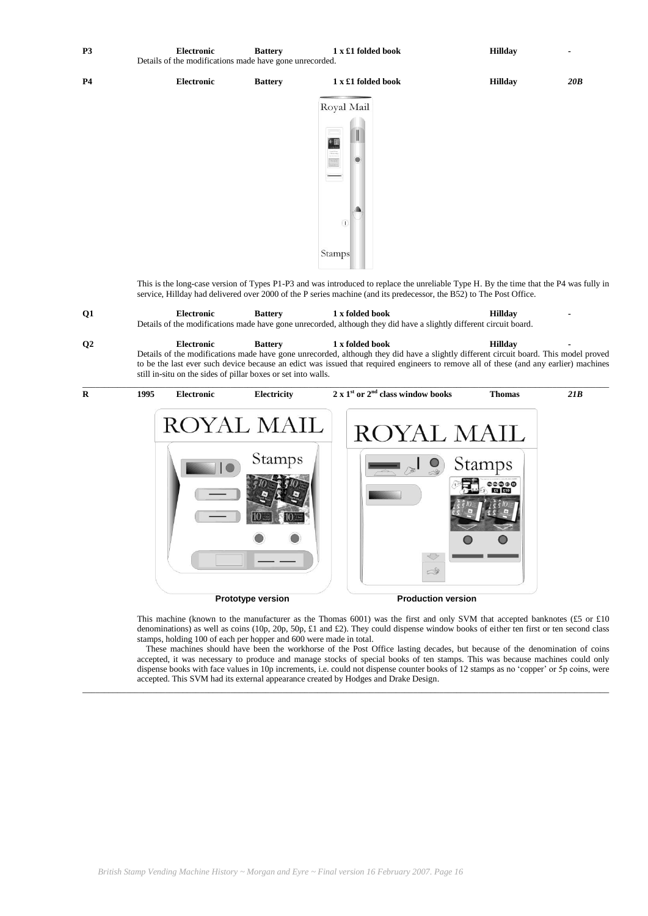| | | | | | | |
|---|---|---|---|---|---|---|
| **P3** | | **Electronic** | **Battery** | **1 x £1 folded book** | **Hillday** | **-** |

Details of the modifications made have gone unrecorded.

| | | | | | | |
|---|---|---|---|---|---|---|
| **P4** | | **Electronic** | **Battery** | **1 x £1 folded book** | **Hillday** | ***20B*** |

This is the long-case version of Types P1-P3 and was introduced to replace the unreliable Type H. By the time that the P4 was fully in service, Hillday had delivered over 2000 of the P series machine (and its predecessor, the B52) to The Post Office.

| | | | | | | |
|---|---|---|---|---|---|---|
| **Q1** | | **Electronic** | **Battery** | **1 x folded book** | **Hillday** | **-** |

Details of the modifications made have gone unrecorded, although they did have a slightly different circuit board.

| | | | | | | |
|---|---|---|---|---|---|---|
| **Q2** | | **Electronic** | **Battery** | **1 x folded book** | **Hillday** | **-** |

Details of the modifications made have gone unrecorded, although they did have a slightly different circuit board. This model proved to be the last ever such device because an edict was issued that required engineers to remove all of these (and any earlier) machines still in-situ on the sides of pillar boxes or set into walls.

| | | | | | | |
|---|---|---|---|---|---|---|
| **R** | **1995** | **Electronic** | **Electricity** | **2 x 1st or 2nd class window books** | **Thomas** | ***21B*** |

**Prototype version** **Production version**

This machine (known to the manufacturer as the Thomas 6001) was the first and only SVM that accepted banknotes (£5 or £10 denominations) as well as coins (10p, 20p, 50p, £1 and £2). They could dispense window books of either ten first or ten second class stamps, holding 100 of each per hopper and 600 were made in total.

These machines should have been the workhorse of the Post Office lasting decades, but because of the denomination of coins accepted, it was necessary to produce and manage stocks of special books of ten stamps. This was because machines could only dispense books with face values in 10p increments, i.e. could not dispense counter books of 12 stamps as no 'copper' or 5p coins, were accepted. This SVM had its external appearance created by Hodges and Drake Design.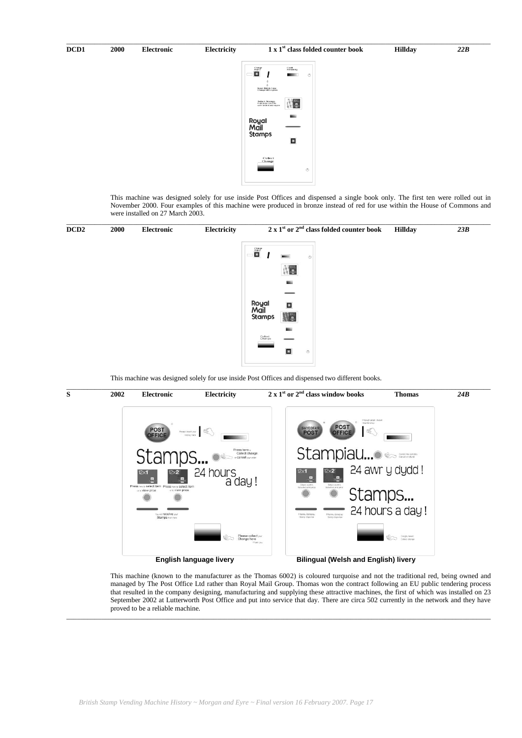| DCD1 | 2000 | Electronic | Electricity | 1 x 1st class folded counter book | Hillday | *22B* |
|---|---|---|---|---|---|---|

This machine was designed solely for use inside Post Offices and dispensed a single book only. The first ten were rolled out in November 2000. Four examples of this machine were produced in bronze instead of red for use within the House of Commons and were installed on 27 March 2003.

| DCD2 | 2000 | Electronic | Electricity | 2 x 1st or 2nd class folded counter book | Hillday | *23B* |
|---|---|---|---|---|---|---|

This machine was designed solely for use inside Post Offices and dispensed two different books.

| S | 2002 | Electronic | Electricity | 2 x 1st or 2nd class window books | Thomas | *24B* |
|---|---|---|---|---|---|---|

**English language livery** **Bilingual (Welsh and English) livery**

This machine (known to the manufacturer as the Thomas 6002) is coloured turquoise and not the traditional red, being owned and managed by The Post Office Ltd rather than Royal Mail Group. Thomas won the contract following an EU public tendering process that resulted in the company designing, manufacturing and supplying these attractive machines, the first of which was installed on 23 September 2002 at Lutterworth Post Office and put into service that day. There are circa 502 currently in the network and they have proved to be a reliable machine.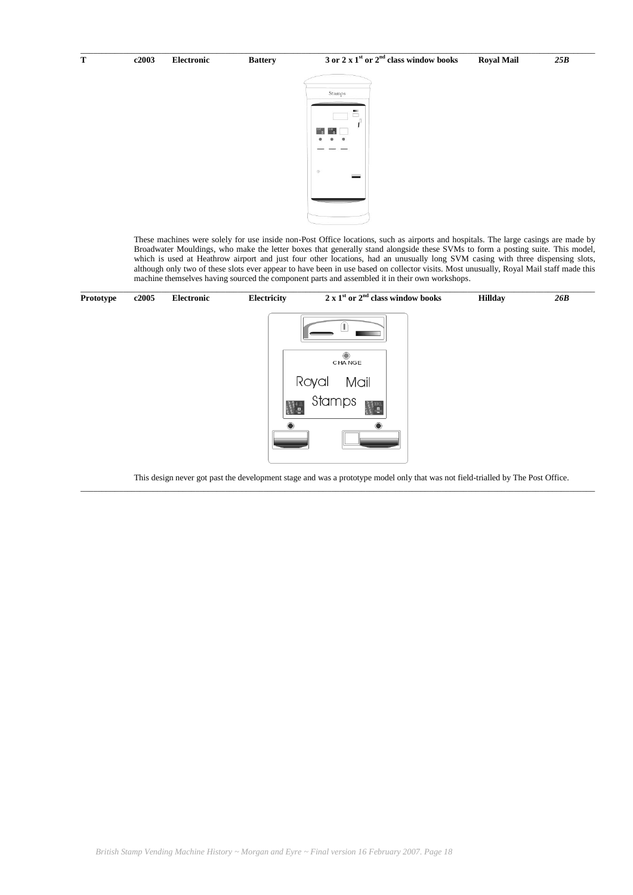| | | | | | | |
|---|---|---|---|---|---|---|
| **T** | **c2003** | **Electronic** | **Battery** | **3 or 2 x 1st or 2nd class window books** | **Royal Mail** | ***25B*** |

These machines were solely for use inside non-Post Office locations, such as airports and hospitals. The large casings are made by Broadwater Mouldings, who make the letter boxes that generally stand alongside these SVMs to form a posting suite. This model, which is used at Heathrow airport and just four other locations, had an unusually long SVM casing with three dispensing slots, although only two of these slots ever appear to have been in use based on collector visits. Most unusually, Royal Mail staff made this machine themselves having sourced the component parts and assembled it in their own workshops.

| | | | | | | |
|---|---|---|---|---|---|---|
| **Prototype** | **c2005** | **Electronic** | **Electricity** | **2 x 1st or 2nd class window books** | **Hillday** | ***26B*** |

This design never got past the development stage and was a prototype model only that was not field-trialled by The Post Office.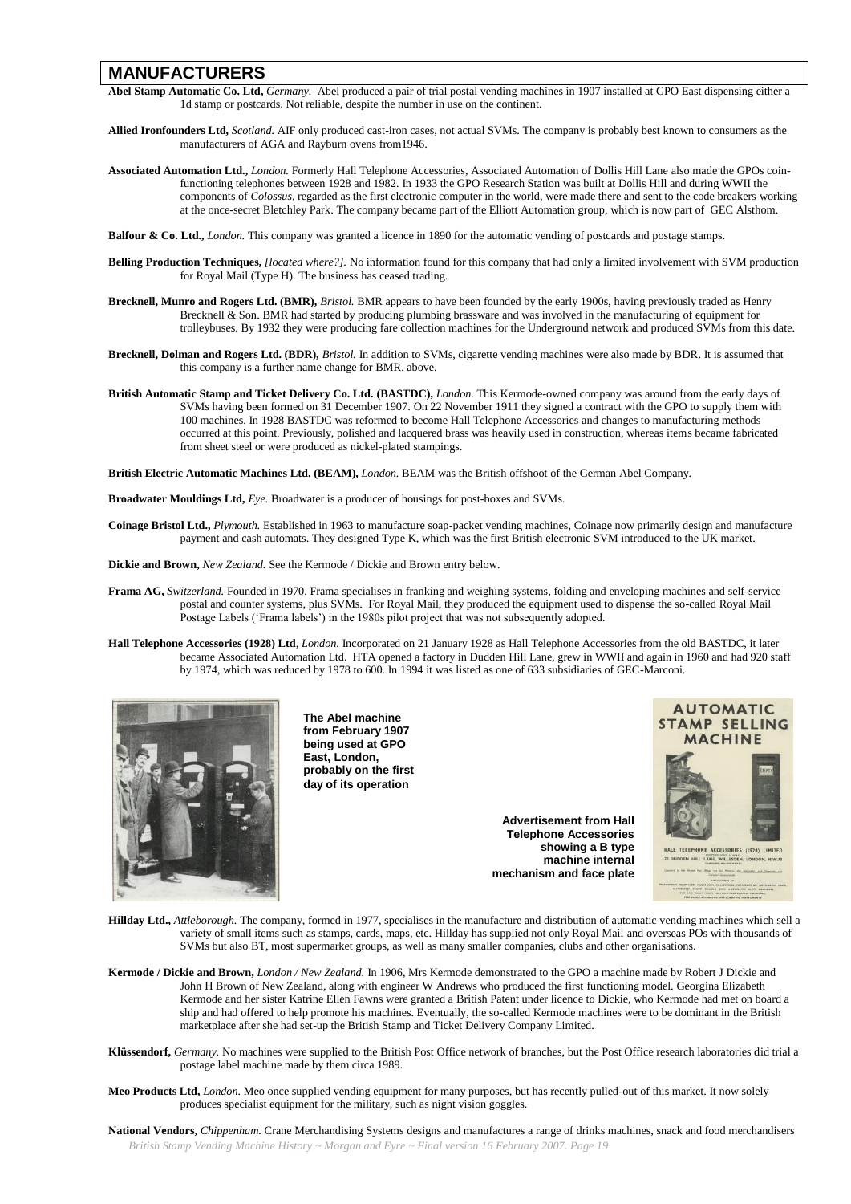## MANUFACTURERS

**Abel Stamp Automatic Co. Ltd,** *Germany.* Abel produced a pair of trial postal vending machines in 1907 installed at GPO East dispensing either a 1d stamp or postcards. Not reliable, despite the number in use on the continent.

**Allied Ironfounders Ltd,** *Scotland.* AIF only produced cast-iron cases, not actual SVMs. The company is probably best known to consumers as the manufacturers of AGA and Rayburn ovens from1946.

**Associated Automation Ltd.,** *London.* Formerly Hall Telephone Accessories, Associated Automation of Dollis Hill Lane also made the GPOs coin-functioning telephones between 1928 and 1982. In 1933 the GPO Research Station was built at Dollis Hill and during WWII the components of *Colossus*, regarded as the first electronic computer in the world, were made there and sent to the code breakers working at the once-secret Bletchley Park. The company became part of the Elliott Automation group, which is now part of GEC Alsthom.

**Balfour & Co. Ltd.,** *London.* This company was granted a licence in 1890 for the automatic vending of postcards and postage stamps.

**Belling Production Techniques,** *[located where?].* No information found for this company that had only a limited involvement with SVM production for Royal Mail (Type H). The business has ceased trading.

**Brecknell, Munro and Rogers Ltd. (BMR),** *Bristol.* BMR appears to have been founded by the early 1900s, having previously traded as Henry Brecknell & Son. BMR had started by producing plumbing brassware and was involved in the manufacturing of equipment for trolleybuses. By 1932 they were producing fare collection machines for the Underground network and produced SVMs from this date.

**Brecknell, Dolman and Rogers Ltd. (BDR),** *Bristol.* In addition to SVMs, cigarette vending machines were also made by BDR. It is assumed that this company is a further name change for BMR, above.

**British Automatic Stamp and Ticket Delivery Co. Ltd. (BASTDC),** *London.* This Kermode-owned company was around from the early days of SVMs having been formed on 31 December 1907. On 22 November 1911 they signed a contract with the GPO to supply them with 100 machines. In 1928 BASTDC was reformed to become Hall Telephone Accessories and changes to manufacturing methods occurred at this point. Previously, polished and lacquered brass was heavily used in construction, whereas items became fabricated from sheet steel or were produced as nickel-plated stampings.

**British Electric Automatic Machines Ltd. (BEAM),** *London.* BEAM was the British offshoot of the German Abel Company.

**Broadwater Mouldings Ltd,** *Eye.* Broadwater is a producer of housings for post-boxes and SVMs.

**Coinage Bristol Ltd.,** *Plymouth.* Established in 1963 to manufacture soap-packet vending machines, Coinage now primarily design and manufacture payment and cash automats. They designed Type K, which was the first British electronic SVM introduced to the UK market.

**Dickie and Brown,** *New Zealand.* See the Kermode / Dickie and Brown entry below.

**Frama AG,** *Switzerland.* Founded in 1970, Frama specialises in franking and weighing systems, folding and enveloping machines and self-service postal and counter systems, plus SVMs. For Royal Mail, they produced the equipment used to dispense the so-called Royal Mail Postage Labels ('Frama labels') in the 1980s pilot project that was not subsequently adopted.

**Hall Telephone Accessories (1928) Ltd**, *London.* Incorporated on 21 January 1928 as Hall Telephone Accessories from the old BASTDC, it later became Associated Automation Ltd. HTA opened a factory in Dudden Hill Lane, grew in WWII and again in 1960 and had 920 staff by 1974, which was reduced by 1978 to 600. In 1994 it was listed as one of 633 subsidiaries of GEC-Marconi.

**The Abel machine from February 1907 being used at GPO East, London, probably on the first day of its operation**

**Advertisement from Hall Telephone Accessories showing a B type machine internal mechanism and face plate**

**Hillday Ltd.,** *Attleborough.* The company, formed in 1977, specialises in the manufacture and distribution of automatic vending machines which sell a variety of small items such as stamps, cards, maps, etc. Hillday has supplied not only Royal Mail and overseas POs with thousands of SVMs but also BT, most supermarket groups, as well as many smaller companies, clubs and other organisations.

**Kermode / Dickie and Brown,** *London / New Zealand.* In 1906, Mrs Kermode demonstrated to the GPO a machine made by Robert J Dickie and John H Brown of New Zealand, along with engineer W Andrews who produced the first functioning model. Georgina Elizabeth Kermode and her sister Katrine Ellen Fawns were granted a British Patent under licence to Dickie, who Kermode had met on board a ship and had offered to help promote his machines. Eventually, the so-called Kermode machines were to be dominant in the British marketplace after she had set-up the British Stamp and Ticket Delivery Company Limited.

**Klüssendorf,** *Germany.* No machines were supplied to the British Post Office network of branches, but the Post Office research laboratories did trial a postage label machine made by them circa 1989.

**Meo Products Ltd,** *London.* Meo once supplied vending equipment for many purposes, but has recently pulled-out of this market. It now solely produces specialist equipment for the military, such as night vision goggles.

**National Vendors,** *Chippenham.* Crane Merchandising Systems designs and manufactures a range of drinks machines, snack and food merchandisers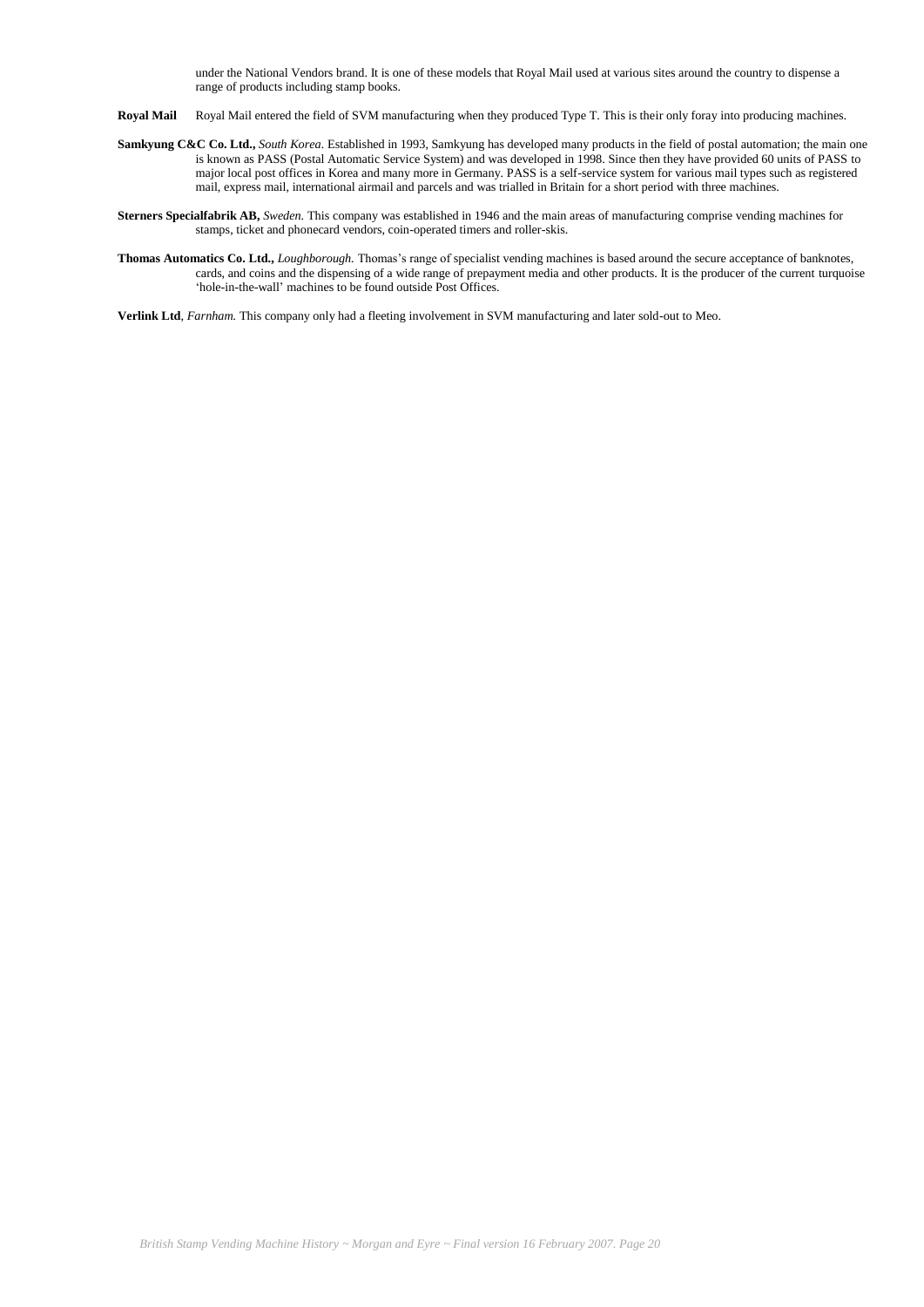under the National Vendors brand. It is one of these models that Royal Mail used at various sites around the country to dispense a range of products including stamp books.

**Royal Mail** Royal Mail entered the field of SVM manufacturing when they produced Type T. This is their only foray into producing machines.

**Samkyung C&C Co. Ltd.,** *South Korea.* Established in 1993, Samkyung has developed many products in the field of postal automation; the main one is known as PASS (Postal Automatic Service System) and was developed in 1998. Since then they have provided 60 units of PASS to major local post offices in Korea and many more in Germany. PASS is a self-service system for various mail types such as registered mail, express mail, international airmail and parcels and was trialled in Britain for a short period with three machines.

**Sterners Specialfabrik AB,** *Sweden.* This company was established in 1946 and the main areas of manufacturing comprise vending machines for stamps, ticket and phonecard vendors, coin-operated timers and roller-skis.

**Thomas Automatics Co. Ltd.,** *Loughborough.* Thomas's range of specialist vending machines is based around the secure acceptance of banknotes, cards, and coins and the dispensing of a wide range of prepayment media and other products. It is the producer of the current turquoise 'hole-in-the-wall' machines to be found outside Post Offices.

**Verlink Ltd**, *Farnham.* This company only had a fleeting involvement in SVM manufacturing and later sold-out to Meo.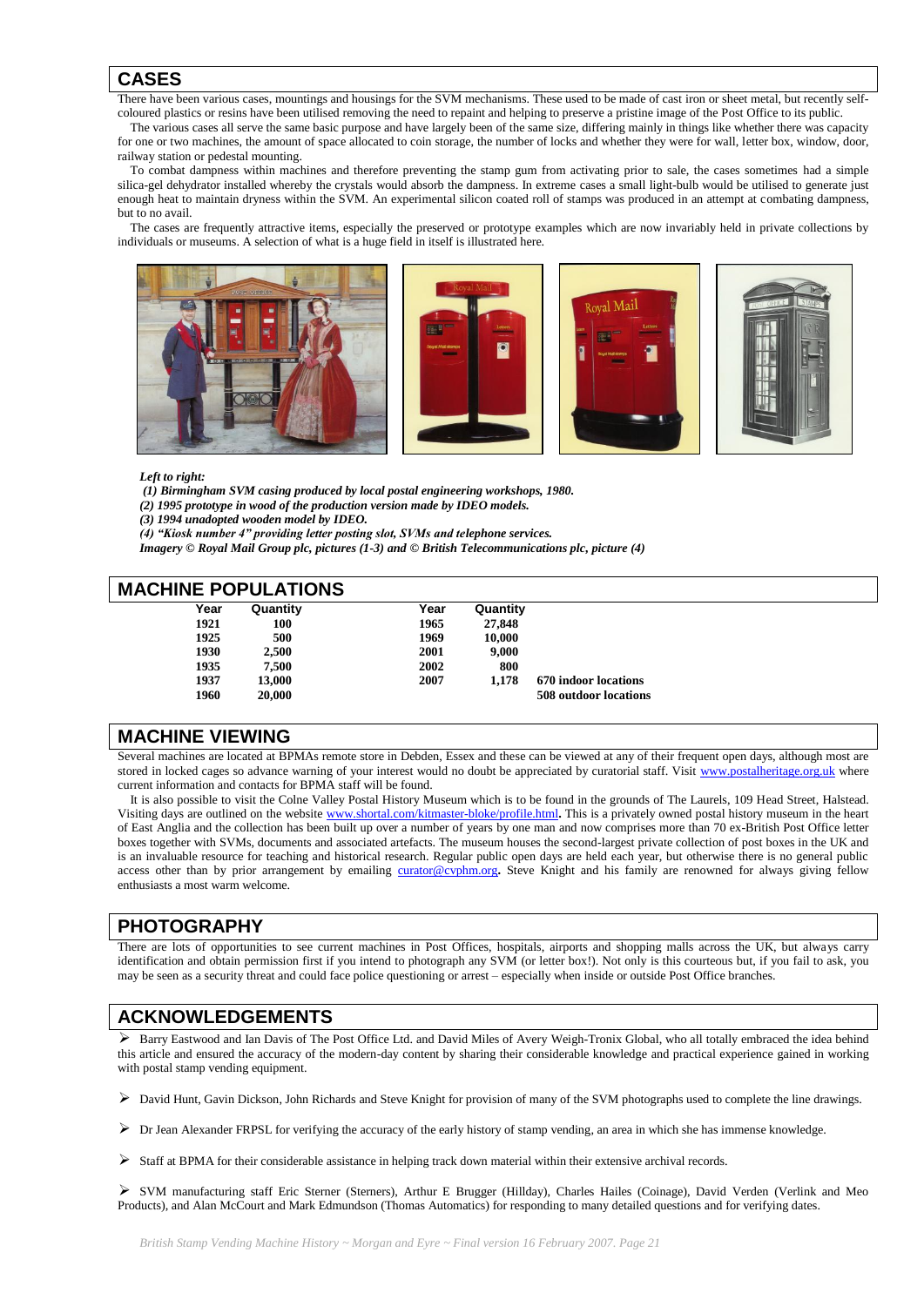## CASES

There have been various cases, mountings and housings for the SVM mechanisms. These used to be made of cast iron or sheet metal, but recently self-coloured plastics or resins have been utilised removing the need to repaint and helping to preserve a pristine image of the Post Office to its public.

The various cases all serve the same basic purpose and have largely been of the same size, differing mainly in things like whether there was capacity for one or two machines, the amount of space allocated to coin storage, the number of locks and whether they were for wall, letter box, window, door, railway station or pedestal mounting.

To combat dampness within machines and therefore preventing the stamp gum from activating prior to sale, the cases sometimes had a simple silica-gel dehydrator installed whereby the crystals would absorb the dampness. In extreme cases a small light-bulb would be utilised to generate just enough heat to maintain dryness within the SVM. An experimental silicon coated roll of stamps was produced in an attempt at combating dampness, but to no avail.

The cases are frequently attractive items, especially the preserved or prototype examples which are now invariably held in private collections by individuals or museums. A selection of what is a huge field in itself is illustrated here.

***Left to right:***
***(1) Birmingham SVM casing produced by local postal engineering workshops, 1980.***
***(2) 1995 prototype in wood of the production version made by IDEO models.***
***(3) 1994 unadopted wooden model by IDEO.***
***(4) "Kiosk number 4" providing letter posting slot, SVMs and telephone services.***
***Imagery © Royal Mail Group plc, pictures (1-3) and © British Telecommunications plc, picture (4)***

## MACHINE POPULATIONS

| Year | Quantity | Year | Quantity | |
|---|---|---|---|---|
| **1921** | **100** | **1965** | **27,848** | |
| **1925** | **500** | **1969** | **10,000** | |
| **1930** | **2,500** | **2001** | **9,000** | |
| **1935** | **7,500** | **2002** | **800** | |
| **1937** | **13,000** | **2007** | **1,178** | **670 indoor locations** |
| **1960** | **20,000** | | | **508 outdoor locations** |

## MACHINE VIEWING

Several machines are located at BPMAs remote store in Debden, Essex and these can be viewed at any of their frequent open days, although most are stored in locked cages so advance warning of your interest would no doubt be appreciated by curatorial staff. Visit www.postalheritage.org.uk where current information and contacts for BPMA staff will be found.

It is also possible to visit the Colne Valley Postal History Museum which is to be found in the grounds of The Laurels, 109 Head Street, Halstead. Visiting days are outlined on the website www.shortal.com/kitmaster-bloke/profile.html. This is a privately owned postal history museum in the heart of East Anglia and the collection has been built up over a number of years by one man and now comprises more than 70 ex-British Post Office letter boxes together with SVMs, documents and associated artefacts. The museum houses the second-largest private collection of post boxes in the UK and is an invaluable resource for teaching and historical research. Regular public open days are held each year, but otherwise there is no general public access other than by prior arrangement by emailing curator@cvphm.org. Steve Knight and his family are renowned for always giving fellow enthusiasts a most warm welcome.

## PHOTOGRAPHY

There are lots of opportunities to see current machines in Post Offices, hospitals, airports and shopping malls across the UK, but always carry identification and obtain permission first if you intend to photograph any SVM (or letter box!). Not only is this courteous but, if you fail to ask, you may be seen as a security threat and could face police questioning or arrest – especially when inside or outside Post Office branches.

## ACKNOWLEDGEMENTS

- Barry Eastwood and Ian Davis of The Post Office Ltd. and David Miles of Avery Weigh-Tronix Global, who all totally embraced the idea behind this article and ensured the accuracy of the modern-day content by sharing their considerable knowledge and practical experience gained in working with postal stamp vending equipment.
- David Hunt, Gavin Dickson, John Richards and Steve Knight for provision of many of the SVM photographs used to complete the line drawings.
- Dr Jean Alexander FRPSL for verifying the accuracy of the early history of stamp vending, an area in which she has immense knowledge.
- Staff at BPMA for their considerable assistance in helping track down material within their extensive archival records.
- SVM manufacturing staff Eric Sterner (Sterners), Arthur E Brugger (Hillday), Charles Hailes (Coinage), David Verden (Verlink and Meo Products), and Alan McCourt and Mark Edmundson (Thomas Automatics) for responding to many detailed questions and for verifying dates.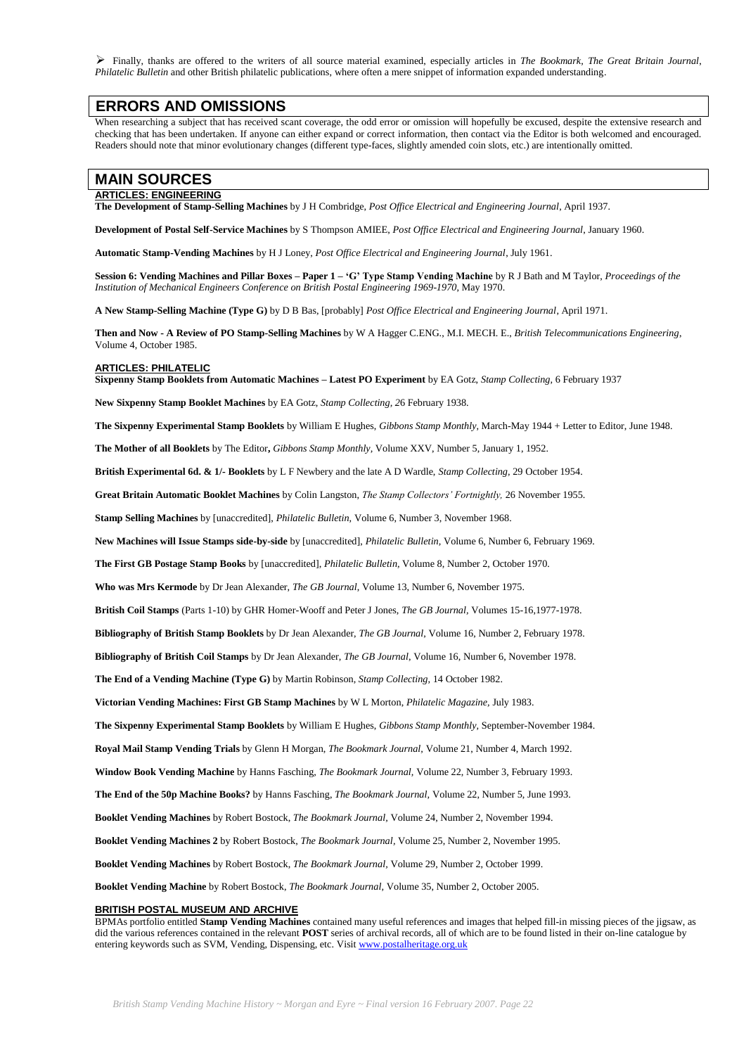- Finally, thanks are offered to the writers of all source material examined, especially articles in *The Bookmark*, *The Great Britain Journal*, *Philatelic Bulletin* and other British philatelic publications, where often a mere snippet of information expanded understanding.

## ERRORS AND OMISSIONS

When researching a subject that has received scant coverage, the odd error or omission will hopefully be excused, despite the extensive research and checking that has been undertaken. If anyone can either expand or correct information, then contact via the Editor is both welcomed and encouraged. Readers should note that minor evolutionary changes (different type-faces, slightly amended coin slots, etc.) are intentionally omitted.

## MAIN SOURCES

### ARTICLES: ENGINEERING

**The Development of Stamp-Selling Machines** by J H Combridge, *Post Office Electrical and Engineering Journal*, April 1937.

**Development of Postal Self-Service Machines** by S Thompson AMIEE, *Post Office Electrical and Engineering Journal*, January 1960.

**Automatic Stamp-Vending Machines** by H J Loney, *Post Office Electrical and Engineering Journal*, July 1961.

**Session 6: Vending Machines and Pillar Boxes – Paper 1 – 'G' Type Stamp Vending Machine** by R J Bath and M Taylor, *Proceedings of the Institution of Mechanical Engineers Conference on British Postal Engineering 1969-1970*, May 1970.

**A New Stamp-Selling Machine (Type G)** by D B Bas, [probably] *Post Office Electrical and Engineering Journal*, April 1971.

**Then and Now - A Review of PO Stamp-Selling Machines** by W A Hagger C.ENG., M.I. MECH. E., *British Telecommunications Engineering*, Volume 4, October 1985.

### ARTICLES: PHILATELIC

**Sixpenny Stamp Booklets from Automatic Machines – Latest PO Experiment** by EA Gotz, *Stamp Collecting*, 6 February 1937

**New Sixpenny Stamp Booklet Machines** by EA Gotz, *Stamp Collecting, 2*6 February 1938.

**The Sixpenny Experimental Stamp Booklets** by William E Hughes, *Gibbons Stamp Monthly*, March-May 1944 + Letter to Editor, June 1948.

**The Mother of all Booklets** by The Editor**,** *Gibbons Stamp Monthly*, Volume XXV, Number 5, January 1, 1952.

**British Experimental 6d. & 1/- Booklets** by L F Newbery and the late A D Wardle, *Stamp Collecting*, 29 October 1954.

**Great Britain Automatic Booklet Machines** by Colin Langston, *The Stamp Collectors' Fortnightly,* 26 November 1955.

**Stamp Selling Machines** by [unaccredited], *Philatelic Bulletin*, Volume 6, Number 3, November 1968.

**New Machines will Issue Stamps side-by-side** by [unaccredited], *Philatelic Bulletin*, Volume 6, Number 6, February 1969.

**The First GB Postage Stamp Books** by [unaccredited], *Philatelic Bulletin*, Volume 8, Number 2, October 1970.

**Who was Mrs Kermode** by Dr Jean Alexander, *The GB Journal*, Volume 13, Number 6, November 1975.

**British Coil Stamps** (Parts 1-10) by GHR Homer-Wooff and Peter J Jones, *The GB Journal*, Volumes 15-16,1977-1978.

**Bibliography of British Stamp Booklets** by Dr Jean Alexander, *The GB Journal*, Volume 16, Number 2, February 1978.

**Bibliography of British Coil Stamps** by Dr Jean Alexander, *The GB Journal*, Volume 16, Number 6, November 1978.

**The End of a Vending Machine (Type G)** by Martin Robinson, *Stamp Collecting*, 14 October 1982.

**Victorian Vending Machines: First GB Stamp Machines** by W L Morton, *Philatelic Magazine*, July 1983.

**The Sixpenny Experimental Stamp Booklets** by William E Hughes, *Gibbons Stamp Monthly*, September-November 1984.

**Royal Mail Stamp Vending Trials** by Glenn H Morgan, *The Bookmark Journal*, Volume 21, Number 4, March 1992.

**Window Book Vending Machine** by Hanns Fasching, *The Bookmark Journal*, Volume 22, Number 3, February 1993.

**The End of the 50p Machine Books?** by Hanns Fasching, *The Bookmark Journal*, Volume 22, Number 5, June 1993.

**Booklet Vending Machines** by Robert Bostock, *The Bookmark Journal*, Volume 24, Number 2, November 1994.

**Booklet Vending Machines 2** by Robert Bostock, *The Bookmark Journal*, Volume 25, Number 2, November 1995.

**Booklet Vending Machines** by Robert Bostock, *The Bookmark Journal*, Volume 29, Number 2, October 1999.

**Booklet Vending Machine** by Robert Bostock, *The Bookmark Journal*, Volume 35, Number 2, October 2005.

### BRITISH POSTAL MUSEUM AND ARCHIVE

BPMAs portfolio entitled **Stamp Vending Machines** contained many useful references and images that helped fill-in missing pieces of the jigsaw, as did the various references contained in the relevant **POST** series of archival records, all of which are to be found listed in their on-line catalogue by entering keywords such as SVM, Vending, Dispensing, etc. Visit www.postalheritage.org.uk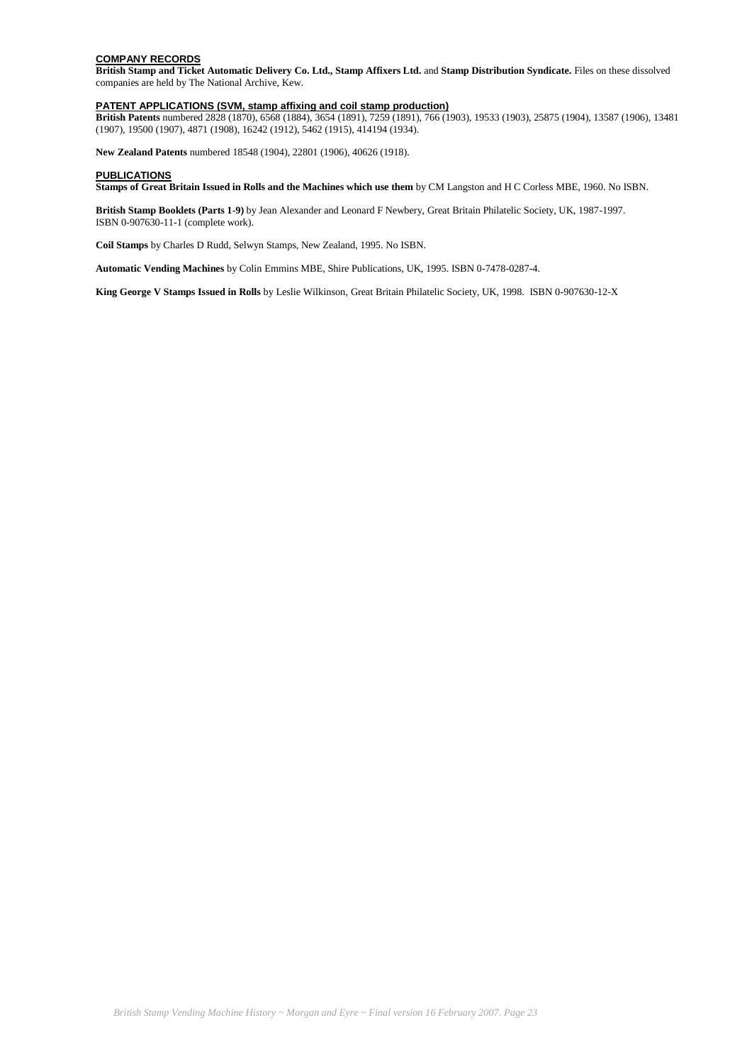## COMPANY RECORDS

**British Stamp and Ticket Automatic Delivery Co. Ltd., Stamp Affixers Ltd.** and **Stamp Distribution Syndicate.** Files on these dissolved companies are held by The National Archive, Kew.

## PATENT APPLICATIONS (SVM, stamp affixing and coil stamp production)

**British Patents** numbered 2828 (1870), 6568 (1884), 3654 (1891), 7259 (1891), 766 (1903), 19533 (1903), 25875 (1904), 13587 (1906), 13481 (1907), 19500 (1907), 4871 (1908), 16242 (1912), 5462 (1915), 414194 (1934).

**New Zealand Patents** numbered 18548 (1904), 22801 (1906), 40626 (1918).

## PUBLICATIONS

**Stamps of Great Britain Issued in Rolls and the Machines which use them** by CM Langston and H C Corless MBE, 1960. No ISBN.

**British Stamp Booklets (Parts 1-9)** by Jean Alexander and Leonard F Newbery, Great Britain Philatelic Society, UK, 1987-1997. ISBN 0-907630-11-1 (complete work).

**Coil Stamps** by Charles D Rudd, Selwyn Stamps, New Zealand, 1995. No ISBN.

**Automatic Vending Machines** by Colin Emmins MBE, Shire Publications, UK, 1995. ISBN 0-7478-0287-4.

**King George V Stamps Issued in Rolls** by Leslie Wilkinson, Great Britain Philatelic Society, UK, 1998. ISBN 0-907630-12-X